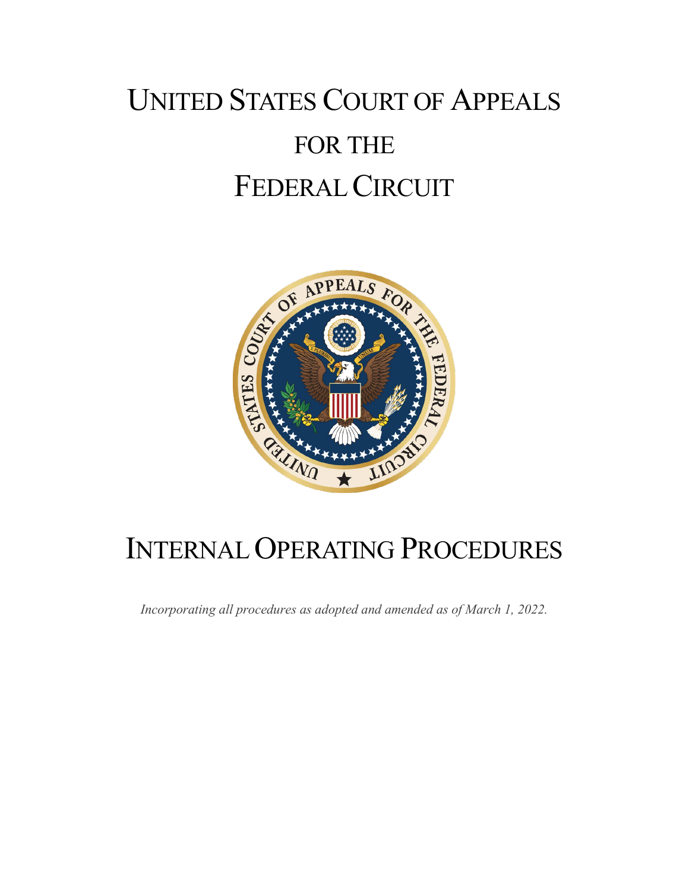# UNITED STATES COURT OF APPEALS FOR THE FEDERAL CIRCUIT

# INTERNAL OPERATING PROCEDURES

*Incorporating all procedures as adopted and amended as of March 1, 2022.*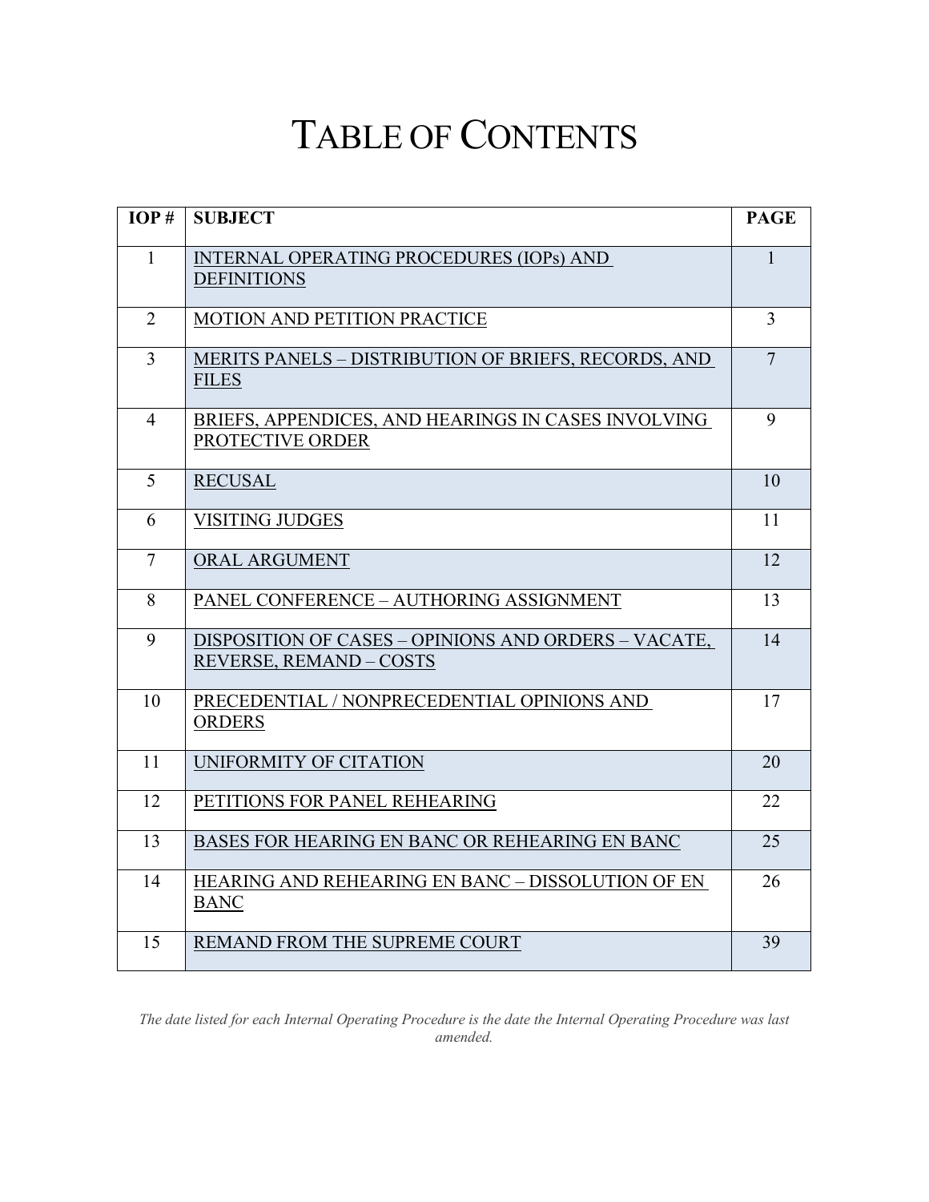# TABLE OF CONTENTS

| IOP # | SUBJECT | PAGE |
|---|---|---|
| 1 | INTERNAL OPERATING PROCEDURES (IOPs) AND DEFINITIONS | 1 |
| 2 | MOTION AND PETITION PRACTICE | 3 |
| 3 | MERITS PANELS – DISTRIBUTION OF BRIEFS, RECORDS, AND FILES | 7 |
| 4 | BRIEFS, APPENDICES, AND HEARINGS IN CASES INVOLVING PROTECTIVE ORDER | 9 |
| 5 | RECUSAL | 10 |
| 6 | VISITING JUDGES | 11 |
| 7 | ORAL ARGUMENT | 12 |
| 8 | PANEL CONFERENCE – AUTHORING ASSIGNMENT | 13 |
| 9 | DISPOSITION OF CASES – OPINIONS AND ORDERS – VACATE, REVERSE, REMAND – COSTS | 14 |
| 10 | PRECEDENTIAL / NONPRECEDENTIAL OPINIONS AND ORDERS | 17 |
| 11 | UNIFORMITY OF CITATION | 20 |
| 12 | PETITIONS FOR PANEL REHEARING | 22 |
| 13 | BASES FOR HEARING EN BANC OR REHEARING EN BANC | 25 |
| 14 | HEARING AND REHEARING EN BANC – DISSOLUTION OF EN BANC | 26 |
| 15 | REMAND FROM THE SUPREME COURT | 39 |

*The date listed for each Internal Operating Procedure is the date the Internal Operating Procedure was last amended.*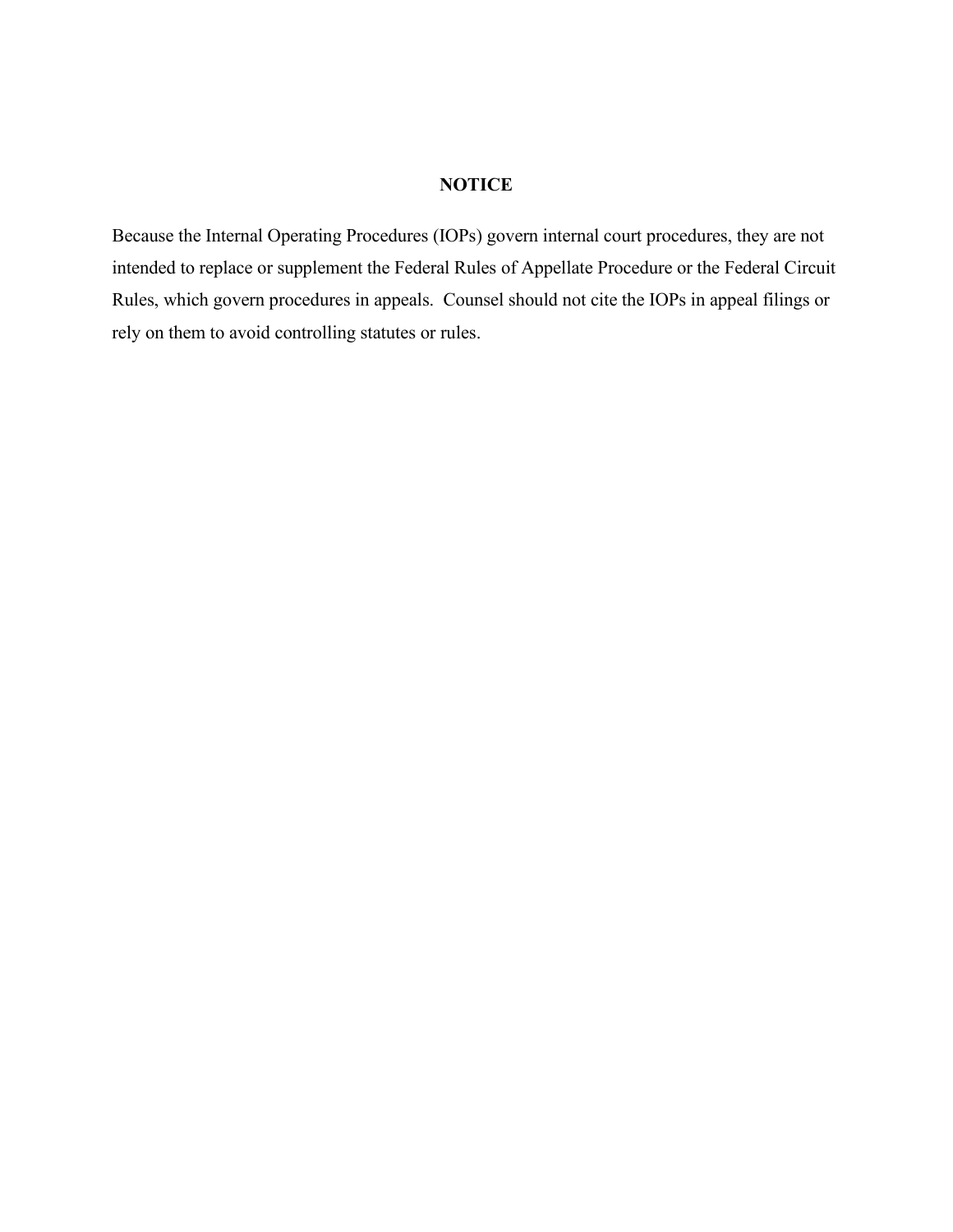# NOTICE

Because the Internal Operating Procedures (IOPs) govern internal court procedures, they are not intended to replace or supplement the Federal Rules of Appellate Procedure or the Federal Circuit Rules, which govern procedures in appeals. Counsel should not cite the IOPs in appeal filings or rely on them to avoid controlling statutes or rules.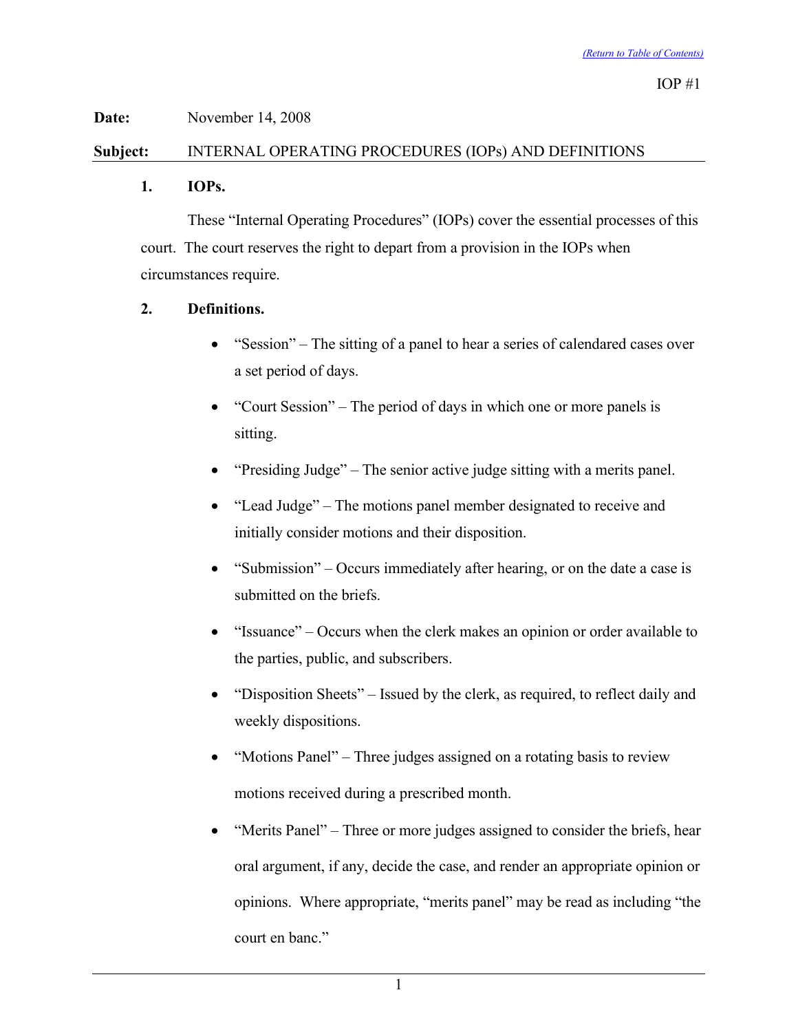[(Return to Table of Contents)](#)

IOP #1

**Date:** November 14, 2008

**Subject:** INTERNAL OPERATING PROCEDURES (IOPs) AND DEFINITIONS

**1. IOPs.**

These "Internal Operating Procedures" (IOPs) cover the essential processes of this court. The court reserves the right to depart from a provision in the IOPs when circumstances require.

**2. Definitions.**

- "Session" – The sitting of a panel to hear a series of calendared cases over a set period of days.
- "Court Session" – The period of days in which one or more panels is sitting.
- "Presiding Judge" – The senior active judge sitting with a merits panel.
- "Lead Judge" – The motions panel member designated to receive and initially consider motions and their disposition.
- "Submission" – Occurs immediately after hearing, or on the date a case is submitted on the briefs.
- "Issuance" – Occurs when the clerk makes an opinion or order available to the parties, public, and subscribers.
- "Disposition Sheets" – Issued by the clerk, as required, to reflect daily and weekly dispositions.
- "Motions Panel" – Three judges assigned on a rotating basis to review motions received during a prescribed month.
- "Merits Panel" – Three or more judges assigned to consider the briefs, hear oral argument, if any, decide the case, and render an appropriate opinion or opinions. Where appropriate, "merits panel" may be read as including "the court en banc."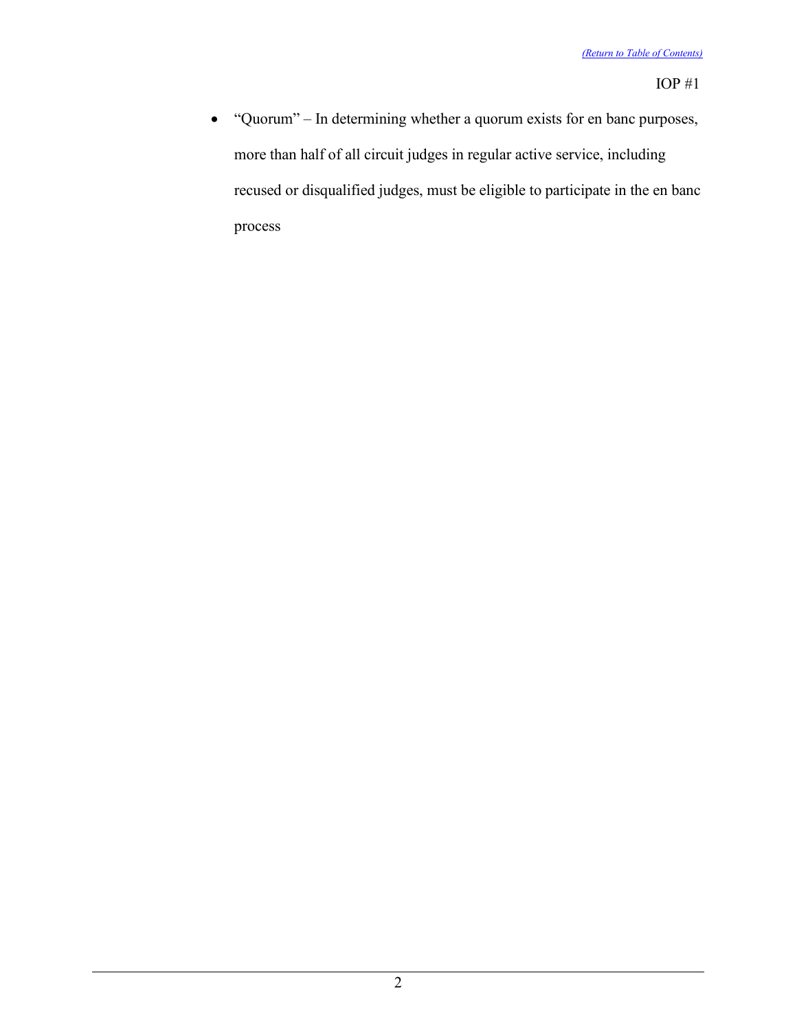- "Quorum" – In determining whether a quorum exists for en banc purposes, more than half of all circuit judges in regular active service, including recused or disqualified judges, must be eligible to participate in the en banc process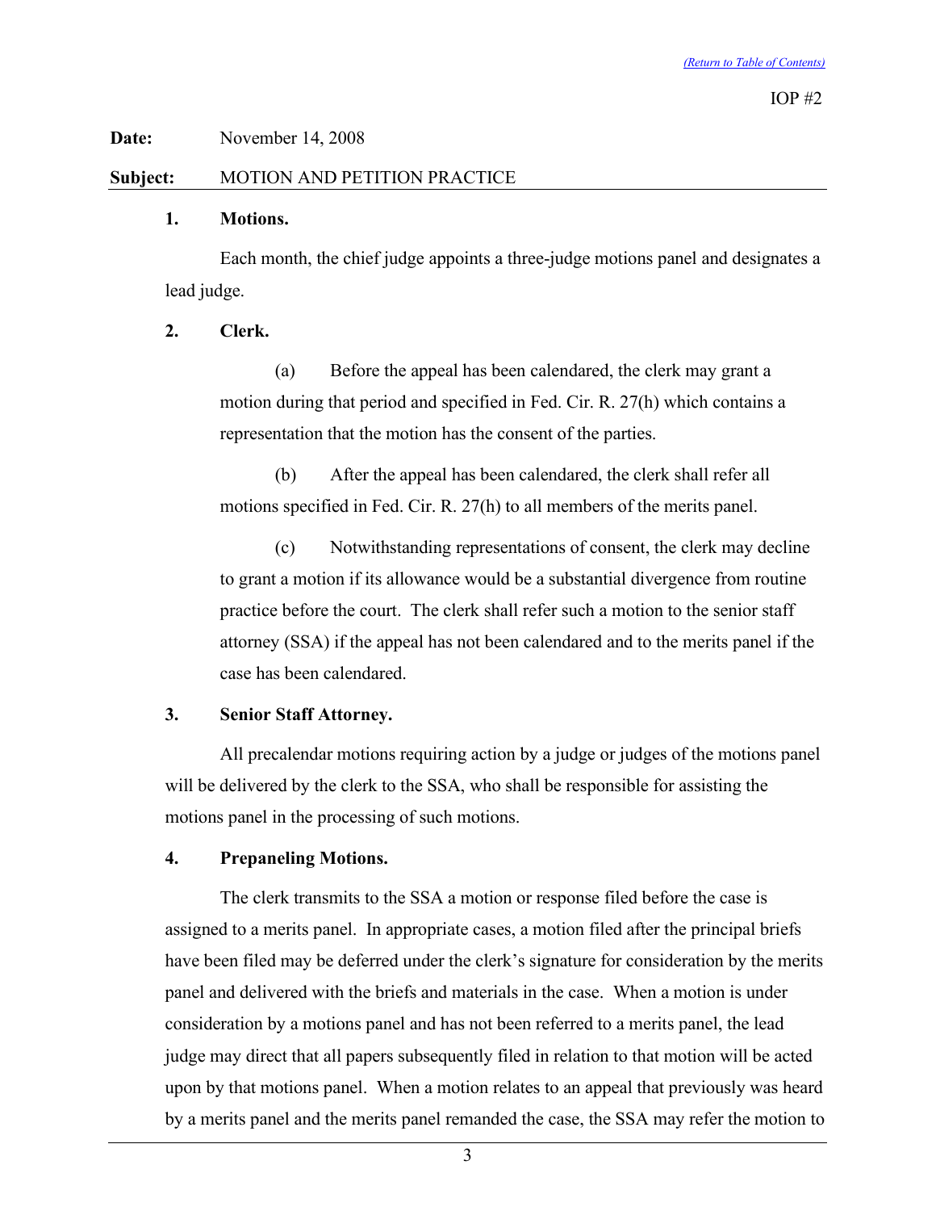IOP #2

**Date:** November 14, 2008

**Subject:** MOTION AND PETITION PRACTICE

**1. Motions.**

Each month, the chief judge appoints a three-judge motions panel and designates a lead judge.

**2. Clerk.**

(a) Before the appeal has been calendared, the clerk may grant a motion during that period and specified in Fed. Cir. R. 27(h) which contains a representation that the motion has the consent of the parties.

(b) After the appeal has been calendared, the clerk shall refer all motions specified in Fed. Cir. R. 27(h) to all members of the merits panel.

(c) Notwithstanding representations of consent, the clerk may decline to grant a motion if its allowance would be a substantial divergence from routine practice before the court. The clerk shall refer such a motion to the senior staff attorney (SSA) if the appeal has not been calendared and to the merits panel if the case has been calendared.

**3. Senior Staff Attorney.**

All precalendar motions requiring action by a judge or judges of the motions panel will be delivered by the clerk to the SSA, who shall be responsible for assisting the motions panel in the processing of such motions.

**4. Prepaneling Motions.**

The clerk transmits to the SSA a motion or response filed before the case is assigned to a merits panel. In appropriate cases, a motion filed after the principal briefs have been filed may be deferred under the clerk's signature for consideration by the merits panel and delivered with the briefs and materials in the case. When a motion is under consideration by a motions panel and has not been referred to a merits panel, the lead judge may direct that all papers subsequently filed in relation to that motion will be acted upon by that motions panel. When a motion relates to an appeal that previously was heard by a merits panel and the merits panel remanded the case, the SSA may refer the motion to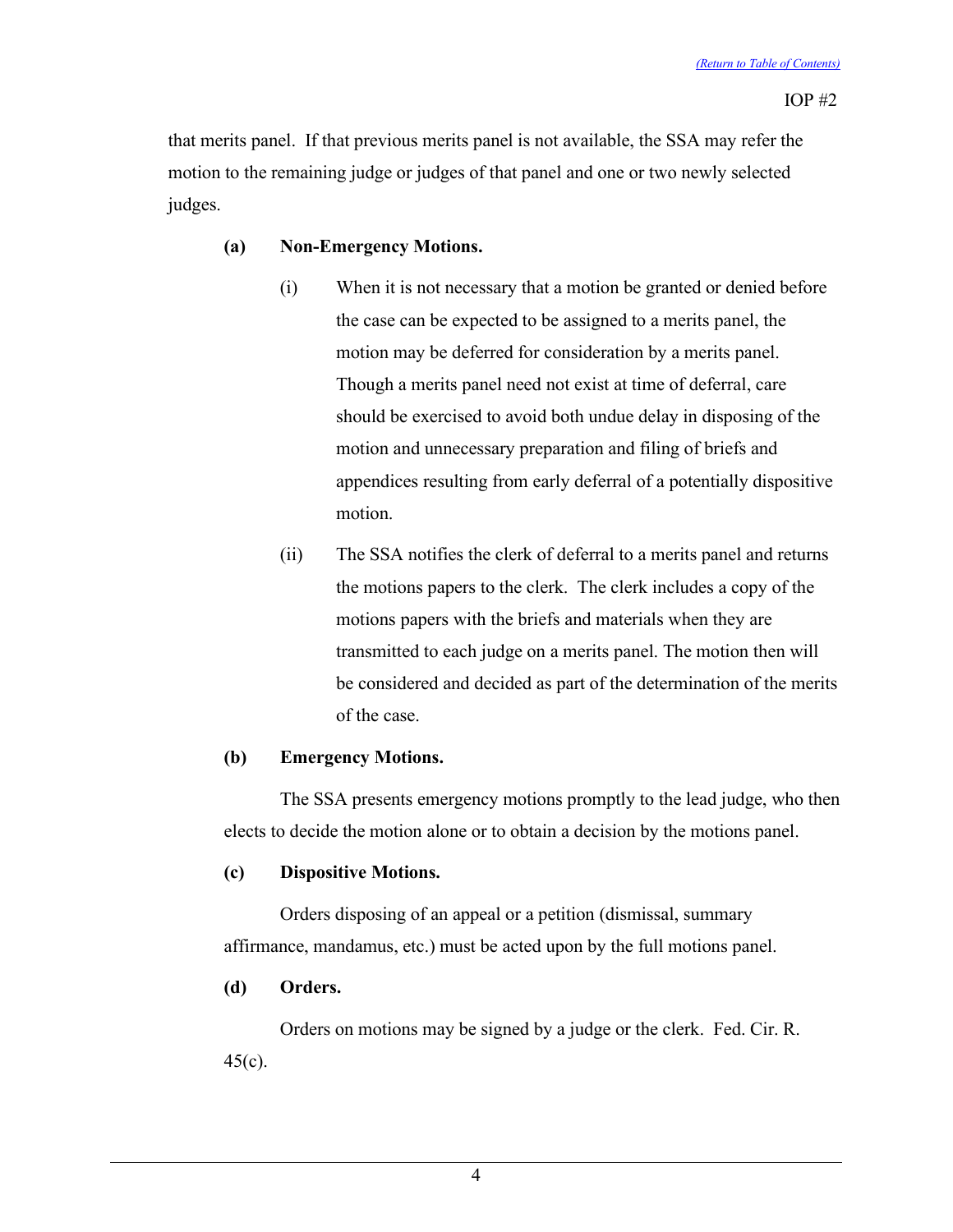that merits panel. If that previous merits panel is not available, the SSA may refer the motion to the remaining judge or judges of that panel and one or two newly selected judges.

**(a) Non-Emergency Motions.**

(i) When it is not necessary that a motion be granted or denied before the case can be expected to be assigned to a merits panel, the motion may be deferred for consideration by a merits panel. Though a merits panel need not exist at time of deferral, care should be exercised to avoid both undue delay in disposing of the motion and unnecessary preparation and filing of briefs and appendices resulting from early deferral of a potentially dispositive motion.

(ii) The SSA notifies the clerk of deferral to a merits panel and returns the motions papers to the clerk. The clerk includes a copy of the motions papers with the briefs and materials when they are transmitted to each judge on a merits panel. The motion then will be considered and decided as part of the determination of the merits of the case.

**(b) Emergency Motions.**

The SSA presents emergency motions promptly to the lead judge, who then elects to decide the motion alone or to obtain a decision by the motions panel.

**(c) Dispositive Motions.**

Orders disposing of an appeal or a petition (dismissal, summary affirmance, mandamus, etc.) must be acted upon by the full motions panel.

**(d) Orders.**

Orders on motions may be signed by a judge or the clerk. Fed. Cir. R. 45(c).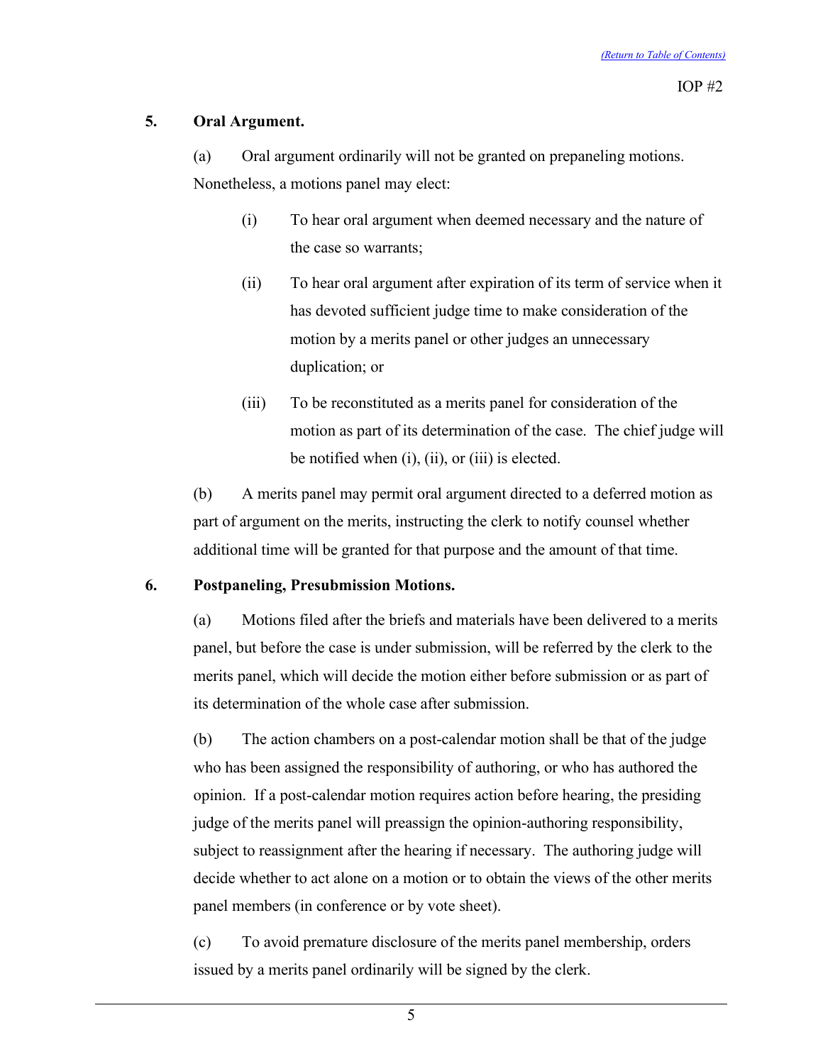## 5. Oral Argument.

(a) Oral argument ordinarily will not be granted on prepaneling motions. Nonetheless, a motions panel may elect:

(i) To hear oral argument when deemed necessary and the nature of the case so warrants;

(ii) To hear oral argument after expiration of its term of service when it has devoted sufficient judge time to make consideration of the motion by a merits panel or other judges an unnecessary duplication; or

(iii) To be reconstituted as a merits panel for consideration of the motion as part of its determination of the case. The chief judge will be notified when (i), (ii), or (iii) is elected.

(b) A merits panel may permit oral argument directed to a deferred motion as part of argument on the merits, instructing the clerk to notify counsel whether additional time will be granted for that purpose and the amount of that time.

## 6. Postpaneling, Presubmission Motions.

(a) Motions filed after the briefs and materials have been delivered to a merits panel, but before the case is under submission, will be referred by the clerk to the merits panel, which will decide the motion either before submission or as part of its determination of the whole case after submission.

(b) The action chambers on a post-calendar motion shall be that of the judge who has been assigned the responsibility of authoring, or who has authored the opinion. If a post-calendar motion requires action before hearing, the presiding judge of the merits panel will preassign the opinion-authoring responsibility, subject to reassignment after the hearing if necessary. The authoring judge will decide whether to act alone on a motion or to obtain the views of the other merits panel members (in conference or by vote sheet).

(c) To avoid premature disclosure of the merits panel membership, orders issued by a merits panel ordinarily will be signed by the clerk.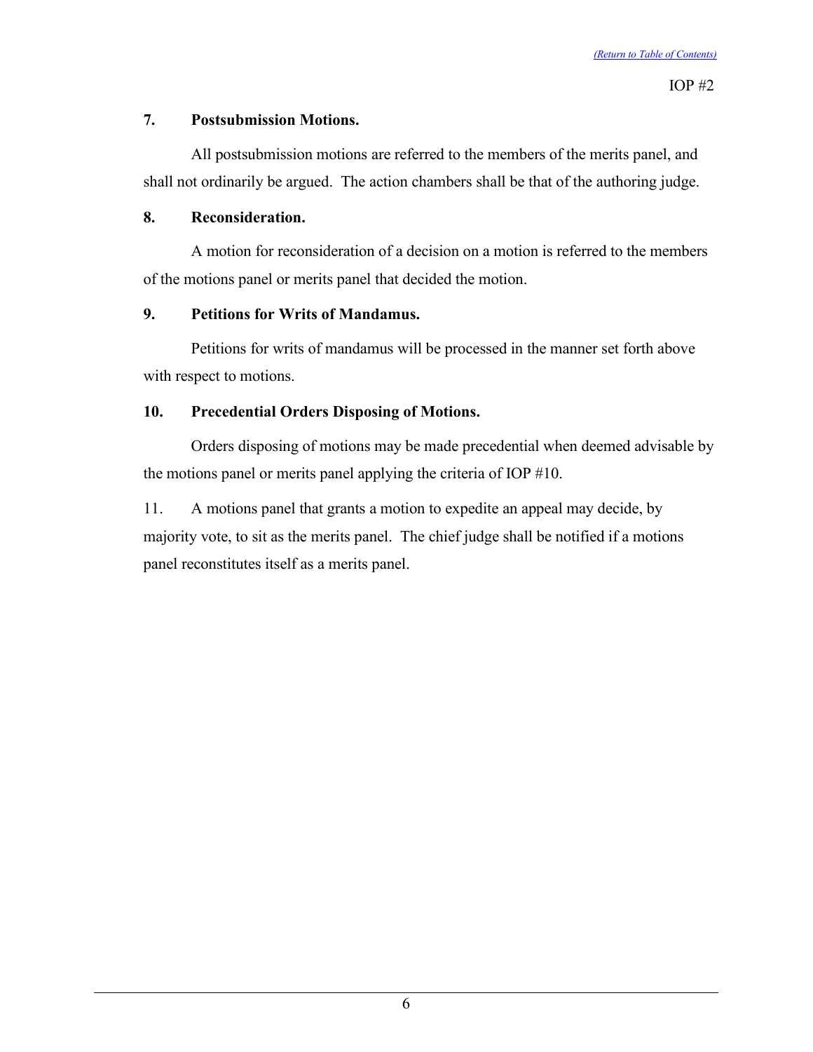**7. Postsubmission Motions.**

All postsubmission motions are referred to the members of the merits panel, and shall not ordinarily be argued. The action chambers shall be that of the authoring judge.

**8. Reconsideration.**

A motion for reconsideration of a decision on a motion is referred to the members of the motions panel or merits panel that decided the motion.

**9. Petitions for Writs of Mandamus.**

Petitions for writs of mandamus will be processed in the manner set forth above with respect to motions.

**10. Precedential Orders Disposing of Motions.**

Orders disposing of motions may be made precedential when deemed advisable by the motions panel or merits panel applying the criteria of IOP #10.

11. A motions panel that grants a motion to expedite an appeal may decide, by majority vote, to sit as the merits panel. The chief judge shall be notified if a motions panel reconstitutes itself as a merits panel.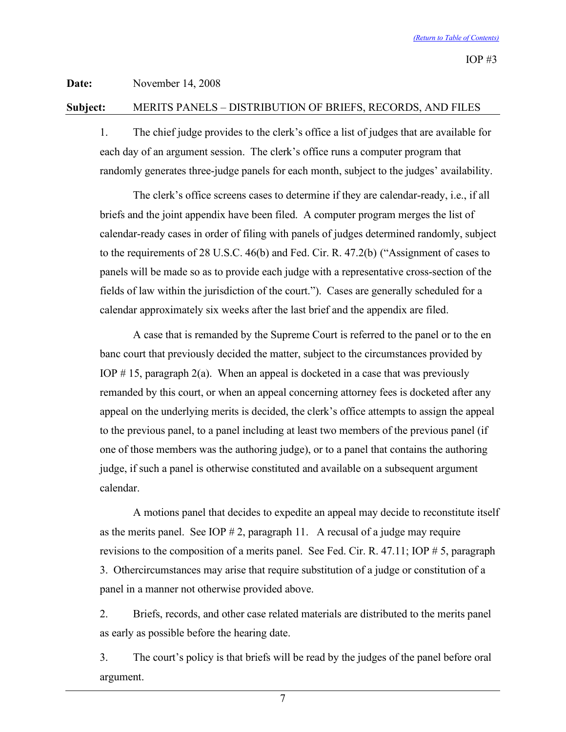IOP #3

**Date:** November 14, 2008

**Subject:** MERITS PANELS – DISTRIBUTION OF BRIEFS, RECORDS, AND FILES

1. The chief judge provides to the clerk's office a list of judges that are available for each day of an argument session. The clerk's office runs a computer program that randomly generates three-judge panels for each month, subject to the judges' availability.

   The clerk's office screens cases to determine if they are calendar-ready, i.e., if all briefs and the joint appendix have been filed. A computer program merges the list of calendar-ready cases in order of filing with panels of judges determined randomly, subject to the requirements of 28 U.S.C. 46(b) and Fed. Cir. R. 47.2(b) ("Assignment of cases to panels will be made so as to provide each judge with a representative cross-section of the fields of law within the jurisdiction of the court."). Cases are generally scheduled for a calendar approximately six weeks after the last brief and the appendix are filed.

   A case that is remanded by the Supreme Court is referred to the panel or to the en banc court that previously decided the matter, subject to the circumstances provided by IOP # 15, paragraph 2(a). When an appeal is docketed in a case that was previously remanded by this court, or when an appeal concerning attorney fees is docketed after any appeal on the underlying merits is decided, the clerk's office attempts to assign the appeal to the previous panel, to a panel including at least two members of the previous panel (if one of those members was the authoring judge), or to a panel that contains the authoring judge, if such a panel is otherwise constituted and available on a subsequent argument calendar.

   A motions panel that decides to expedite an appeal may decide to reconstitute itself as the merits panel. See IOP # 2, paragraph 11. A recusal of a judge may require revisions to the composition of a merits panel. See Fed. Cir. R. 47.11; IOP # 5, paragraph 3. Othercircumstances may arise that require substitution of a judge or constitution of a panel in a manner not otherwise provided above.

2. Briefs, records, and other case related materials are distributed to the merits panel as early as possible before the hearing date.

3. The court's policy is that briefs will be read by the judges of the panel before oral argument.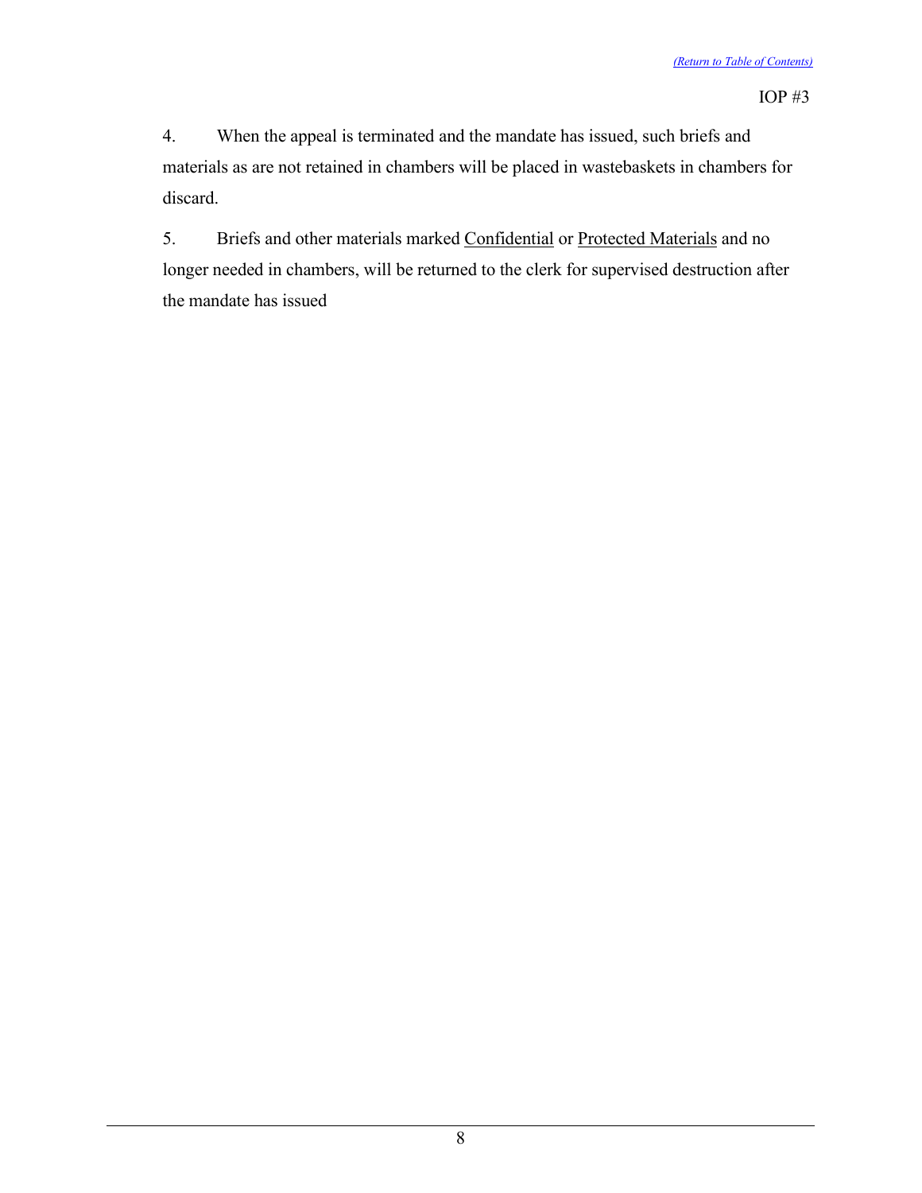4. When the appeal is terminated and the mandate has issued, such briefs and materials as are not retained in chambers will be placed in wastebaskets in chambers for discard.

5. Briefs and other materials marked <u>Confidential</u> or <u>Protected Materials</u> and no longer needed in chambers, will be returned to the clerk for supervised destruction after the mandate has issued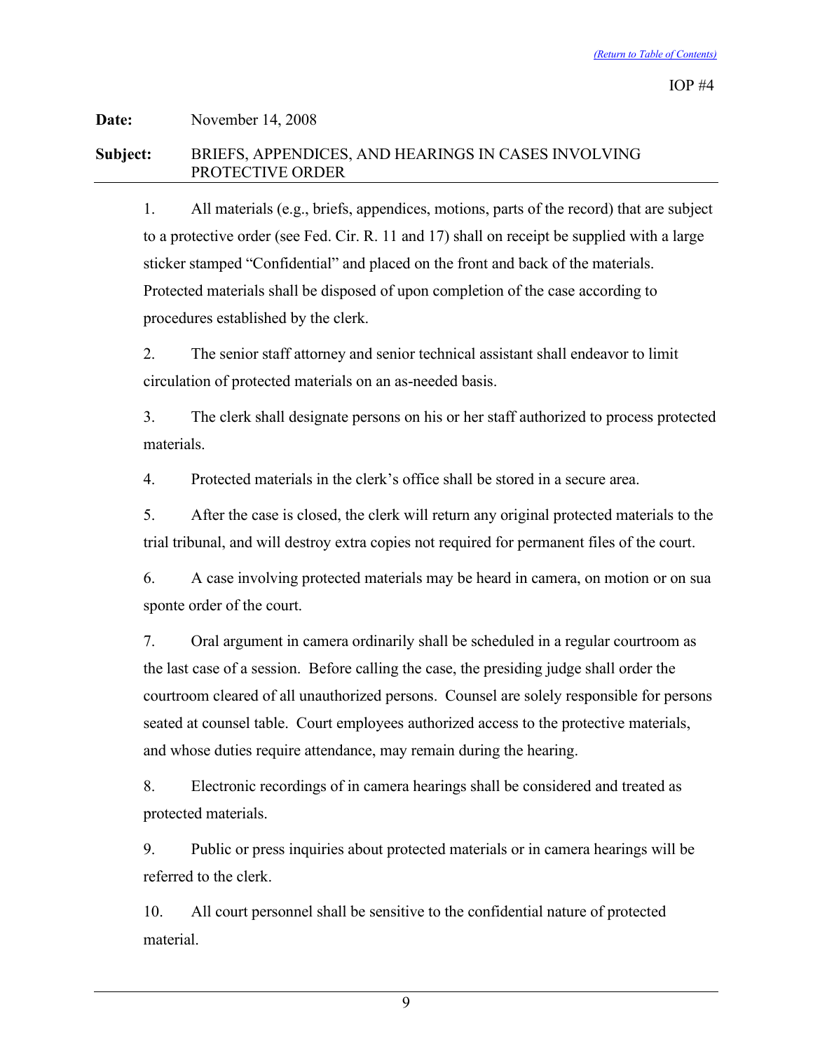IOP #4

**Date:** November 14, 2008

**Subject:** BRIEFS, APPENDICES, AND HEARINGS IN CASES INVOLVING PROTECTIVE ORDER

---

1. All materials (e.g., briefs, appendices, motions, parts of the record) that are subject to a protective order (see Fed. Cir. R. 11 and 17) shall on receipt be supplied with a large sticker stamped "Confidential" and placed on the front and back of the materials. Protected materials shall be disposed of upon completion of the case according to procedures established by the clerk.

2. The senior staff attorney and senior technical assistant shall endeavor to limit circulation of protected materials on an as-needed basis.

3. The clerk shall designate persons on his or her staff authorized to process protected materials.

4. Protected materials in the clerk's office shall be stored in a secure area.

5. After the case is closed, the clerk will return any original protected materials to the trial tribunal, and will destroy extra copies not required for permanent files of the court.

6. A case involving protected materials may be heard in camera, on motion or on sua sponte order of the court.

7. Oral argument in camera ordinarily shall be scheduled in a regular courtroom as the last case of a session. Before calling the case, the presiding judge shall order the courtroom cleared of all unauthorized persons. Counsel are solely responsible for persons seated at counsel table. Court employees authorized access to the protective materials, and whose duties require attendance, may remain during the hearing.

8. Electronic recordings of in camera hearings shall be considered and treated as protected materials.

9. Public or press inquiries about protected materials or in camera hearings will be referred to the clerk.

10. All court personnel shall be sensitive to the confidential nature of protected material.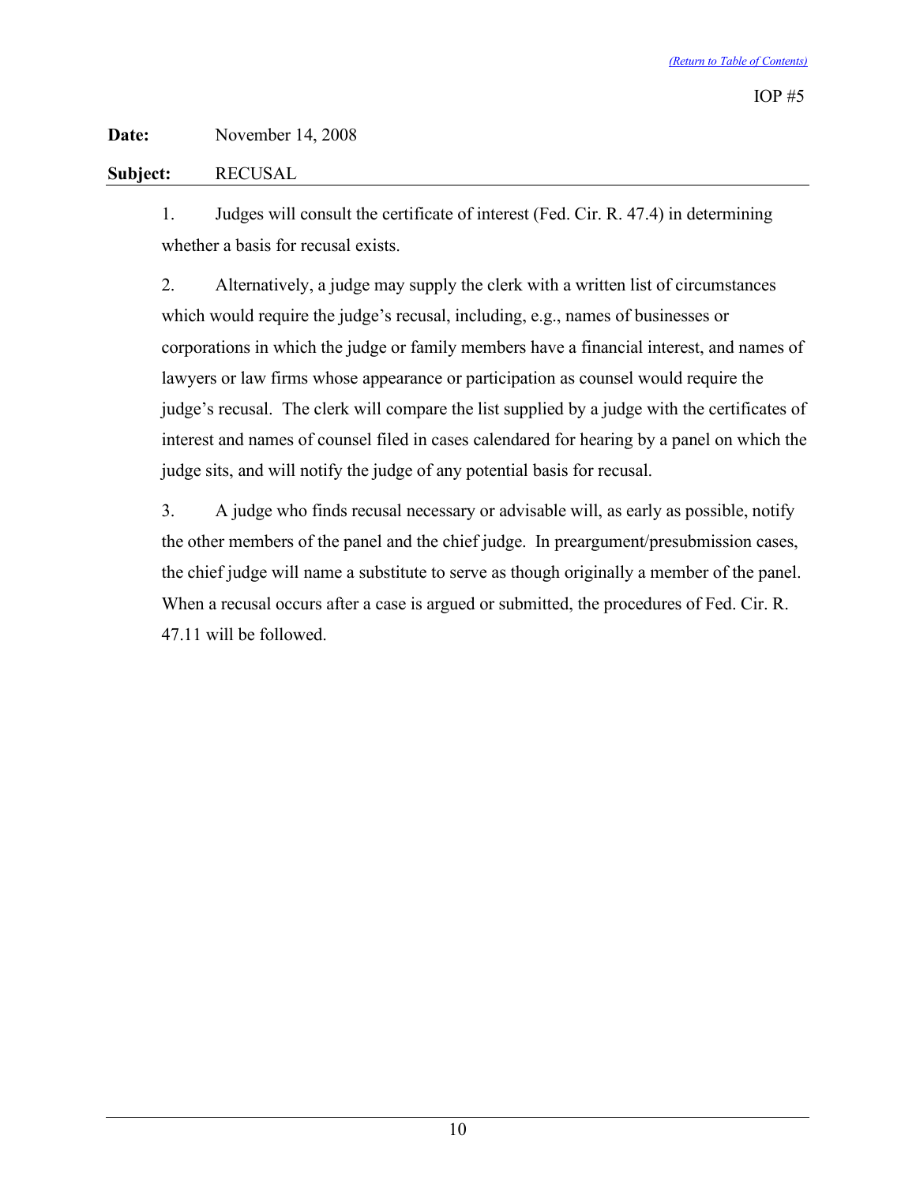IOP #5

**Date:** November 14, 2008

**Subject:** RECUSAL

1. Judges will consult the certificate of interest (Fed. Cir. R. 47.4) in determining whether a basis for recusal exists.

2. Alternatively, a judge may supply the clerk with a written list of circumstances which would require the judge's recusal, including, e.g., names of businesses or corporations in which the judge or family members have a financial interest, and names of lawyers or law firms whose appearance or participation as counsel would require the judge's recusal. The clerk will compare the list supplied by a judge with the certificates of interest and names of counsel filed in cases calendared for hearing by a panel on which the judge sits, and will notify the judge of any potential basis for recusal.

3. A judge who finds recusal necessary or advisable will, as early as possible, notify the other members of the panel and the chief judge. In preargument/presubmission cases, the chief judge will name a substitute to serve as though originally a member of the panel. When a recusal occurs after a case is argued or submitted, the procedures of Fed. Cir. R. 47.11 will be followed.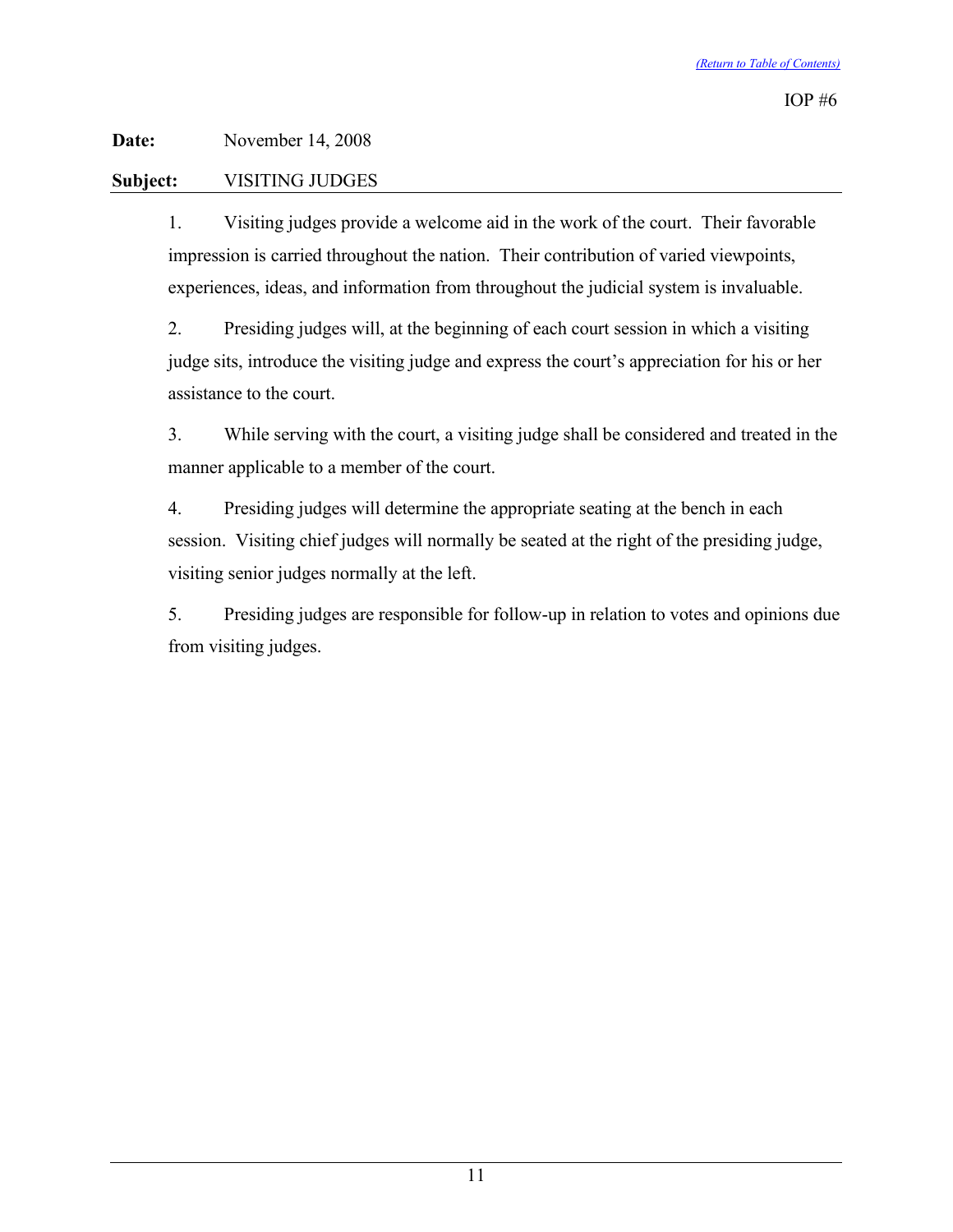(Return to Table of Contents)

IOP #6

**Date:** November 14, 2008

**Subject:** VISITING JUDGES

1. Visiting judges provide a welcome aid in the work of the court. Their favorable impression is carried throughout the nation. Their contribution of varied viewpoints, experiences, ideas, and information from throughout the judicial system is invaluable.

2. Presiding judges will, at the beginning of each court session in which a visiting judge sits, introduce the visiting judge and express the court's appreciation for his or her assistance to the court.

3. While serving with the court, a visiting judge shall be considered and treated in the manner applicable to a member of the court.

4. Presiding judges will determine the appropriate seating at the bench in each session. Visiting chief judges will normally be seated at the right of the presiding judge, visiting senior judges normally at the left.

5. Presiding judges are responsible for follow-up in relation to votes and opinions due from visiting judges.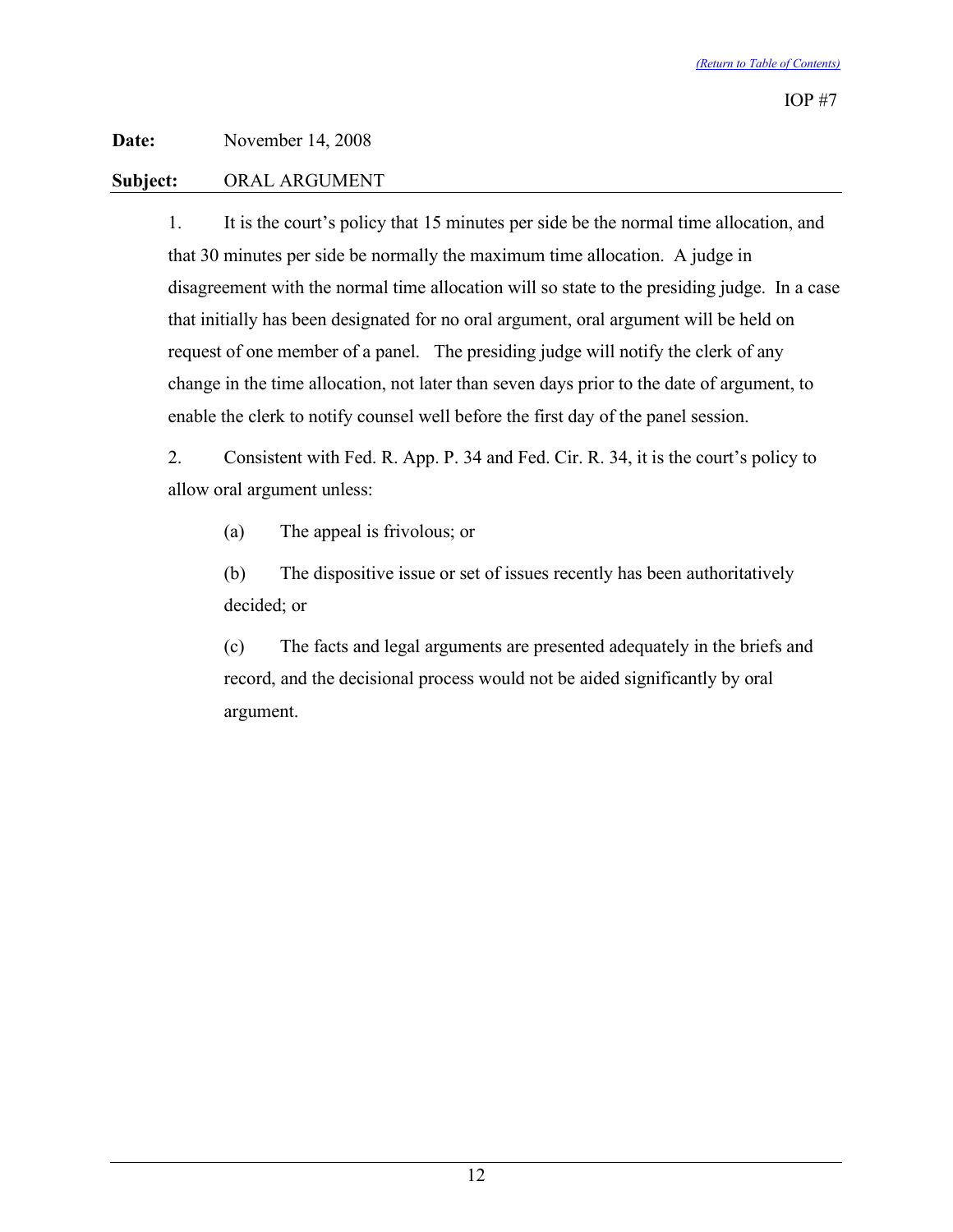(Return to Table of Contents)

IOP #7

**Date:** November 14, 2008

**Subject:** ORAL ARGUMENT

1. It is the court's policy that 15 minutes per side be the normal time allocation, and that 30 minutes per side be normally the maximum time allocation. A judge in disagreement with the normal time allocation will so state to the presiding judge. In a case that initially has been designated for no oral argument, oral argument will be held on request of one member of a panel. The presiding judge will notify the clerk of any change in the time allocation, not later than seven days prior to the date of argument, to enable the clerk to notify counsel well before the first day of the panel session.

2. Consistent with Fed. R. App. P. 34 and Fed. Cir. R. 34, it is the court's policy to allow oral argument unless:

   (a) The appeal is frivolous; or

   (b) The dispositive issue or set of issues recently has been authoritatively decided; or

   (c) The facts and legal arguments are presented adequately in the briefs and record, and the decisional process would not be aided significantly by oral argument.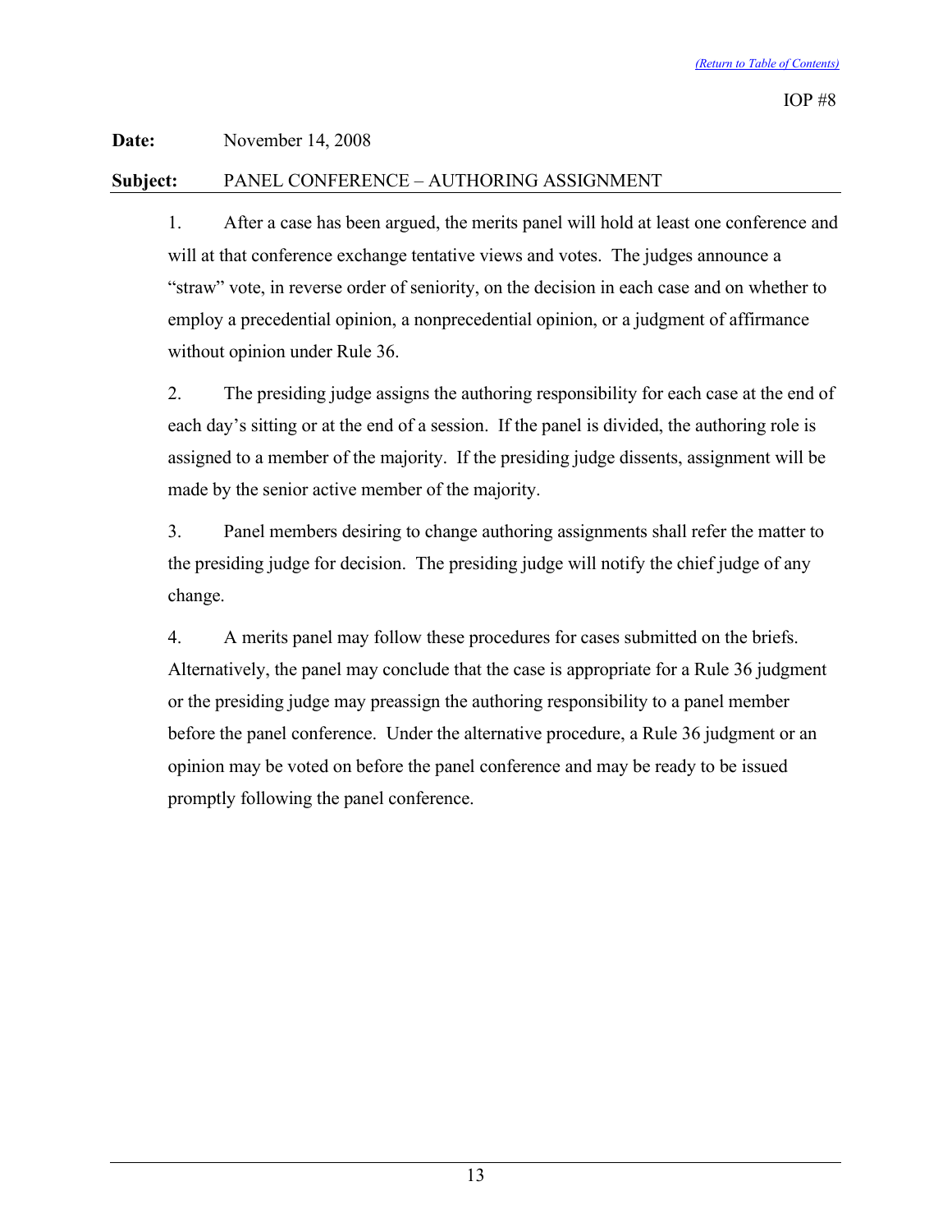(Return to Table of Contents)

IOP #8

**Date:** November 14, 2008

**Subject:** PANEL CONFERENCE – AUTHORING ASSIGNMENT

1. After a case has been argued, the merits panel will hold at least one conference and will at that conference exchange tentative views and votes. The judges announce a "straw" vote, in reverse order of seniority, on the decision in each case and on whether to employ a precedential opinion, a nonprecedential opinion, or a judgment of affirmance without opinion under Rule 36.

2. The presiding judge assigns the authoring responsibility for each case at the end of each day's sitting or at the end of a session. If the panel is divided, the authoring role is assigned to a member of the majority. If the presiding judge dissents, assignment will be made by the senior active member of the majority.

3. Panel members desiring to change authoring assignments shall refer the matter to the presiding judge for decision. The presiding judge will notify the chief judge of any change.

4. A merits panel may follow these procedures for cases submitted on the briefs. Alternatively, the panel may conclude that the case is appropriate for a Rule 36 judgment or the presiding judge may preassign the authoring responsibility to a panel member before the panel conference. Under the alternative procedure, a Rule 36 judgment or an opinion may be voted on before the panel conference and may be ready to be issued promptly following the panel conference.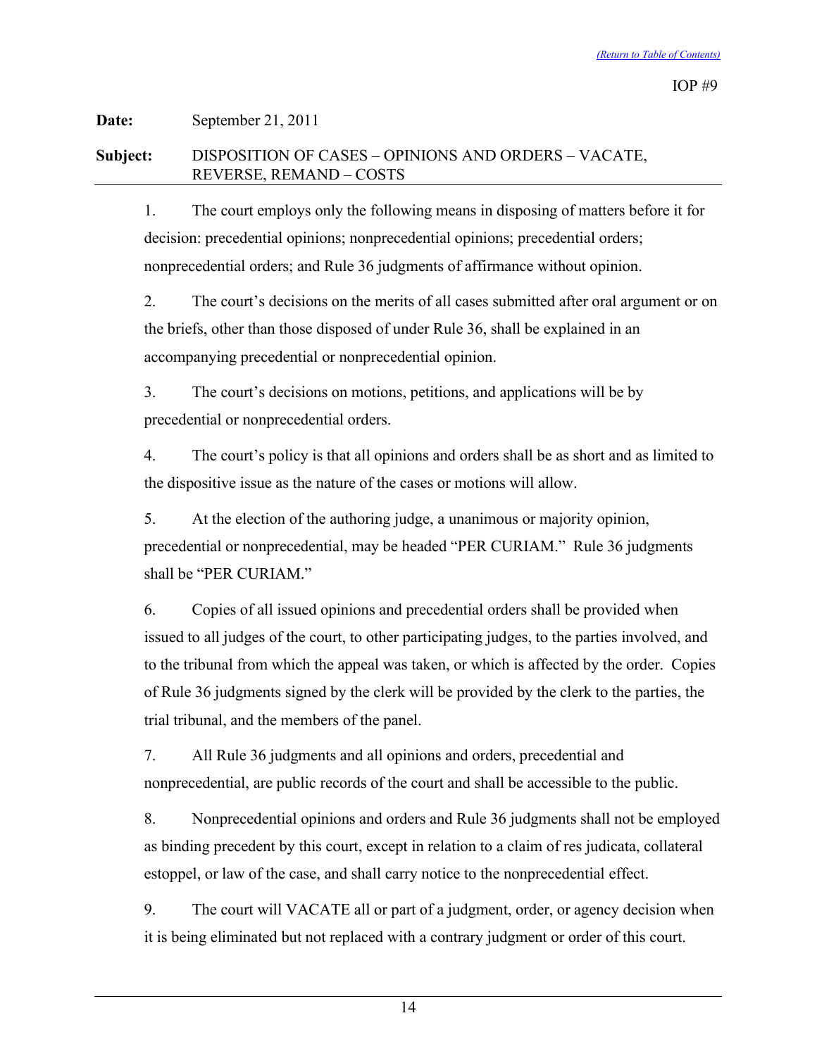(Return to Table of Contents)

IOP #9

**Date:** September 21, 2011

**Subject:** DISPOSITION OF CASES – OPINIONS AND ORDERS – VACATE, REVERSE, REMAND – COSTS

1. The court employs only the following means in disposing of matters before it for decision: precedential opinions; nonprecedential opinions; precedential orders; nonprecedential orders; and Rule 36 judgments of affirmance without opinion.

2. The court's decisions on the merits of all cases submitted after oral argument or on the briefs, other than those disposed of under Rule 36, shall be explained in an accompanying precedential or nonprecedential opinion.

3. The court's decisions on motions, petitions, and applications will be by precedential or nonprecedential orders.

4. The court's policy is that all opinions and orders shall be as short and as limited to the dispositive issue as the nature of the cases or motions will allow.

5. At the election of the authoring judge, a unanimous or majority opinion, precedential or nonprecedential, may be headed "PER CURIAM." Rule 36 judgments shall be "PER CURIAM."

6. Copies of all issued opinions and precedential orders shall be provided when issued to all judges of the court, to other participating judges, to the parties involved, and to the tribunal from which the appeal was taken, or which is affected by the order. Copies of Rule 36 judgments signed by the clerk will be provided by the clerk to the parties, the trial tribunal, and the members of the panel.

7. All Rule 36 judgments and all opinions and orders, precedential and nonprecedential, are public records of the court and shall be accessible to the public.

8. Nonprecedential opinions and orders and Rule 36 judgments shall not be employed as binding precedent by this court, except in relation to a claim of res judicata, collateral estoppel, or law of the case, and shall carry notice to the nonprecedential effect.

9. The court will VACATE all or part of a judgment, order, or agency decision when it is being eliminated but not replaced with a contrary judgment or order of this court.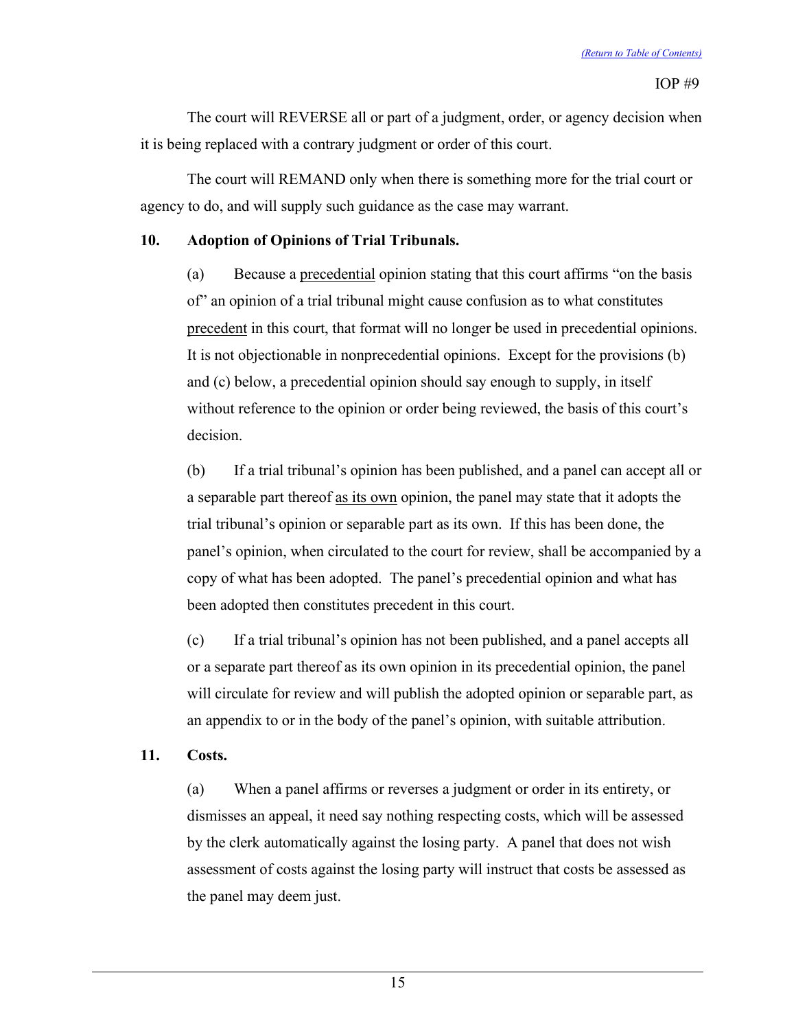IOP #9

The court will REVERSE all or part of a judgment, order, or agency decision when it is being replaced with a contrary judgment or order of this court.

The court will REMAND only when there is something more for the trial court or agency to do, and will supply such guidance as the case may warrant.

**10. Adoption of Opinions of Trial Tribunals.**

(a) Because a precedential opinion stating that this court affirms "on the basis of" an opinion of a trial tribunal might cause confusion as to what constitutes precedent in this court, that format will no longer be used in precedential opinions. It is not objectionable in nonprecedential opinions. Except for the provisions (b) and (c) below, a precedential opinion should say enough to supply, in itself without reference to the opinion or order being reviewed, the basis of this court's decision.

(b) If a trial tribunal's opinion has been published, and a panel can accept all or a separable part thereof as its own opinion, the panel may state that it adopts the trial tribunal's opinion or separable part as its own. If this has been done, the panel's opinion, when circulated to the court for review, shall be accompanied by a copy of what has been adopted. The panel's precedential opinion and what has been adopted then constitutes precedent in this court.

(c) If a trial tribunal's opinion has not been published, and a panel accepts all or a separate part thereof as its own opinion in its precedential opinion, the panel will circulate for review and will publish the adopted opinion or separable part, as an appendix to or in the body of the panel's opinion, with suitable attribution.

**11. Costs.**

(a) When a panel affirms or reverses a judgment or order in its entirety, or dismisses an appeal, it need say nothing respecting costs, which will be assessed by the clerk automatically against the losing party. A panel that does not wish assessment of costs against the losing party will instruct that costs be assessed as the panel may deem just.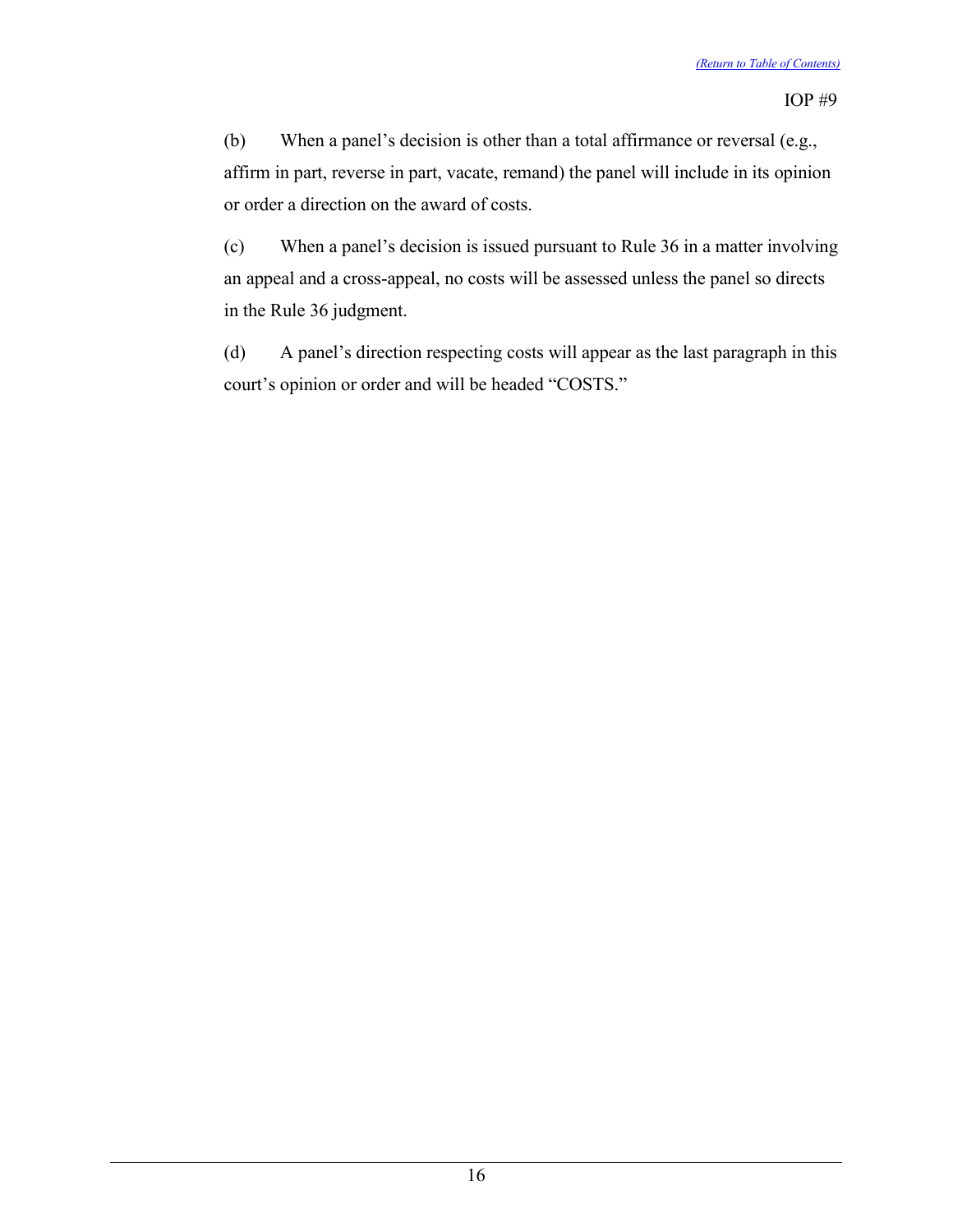(b) When a panel's decision is other than a total affirmance or reversal (e.g., affirm in part, reverse in part, vacate, remand) the panel will include in its opinion or order a direction on the award of costs.

(c) When a panel's decision is issued pursuant to Rule 36 in a matter involving an appeal and a cross-appeal, no costs will be assessed unless the panel so directs in the Rule 36 judgment.

(d) A panel's direction respecting costs will appear as the last paragraph in this court's opinion or order and will be headed "COSTS."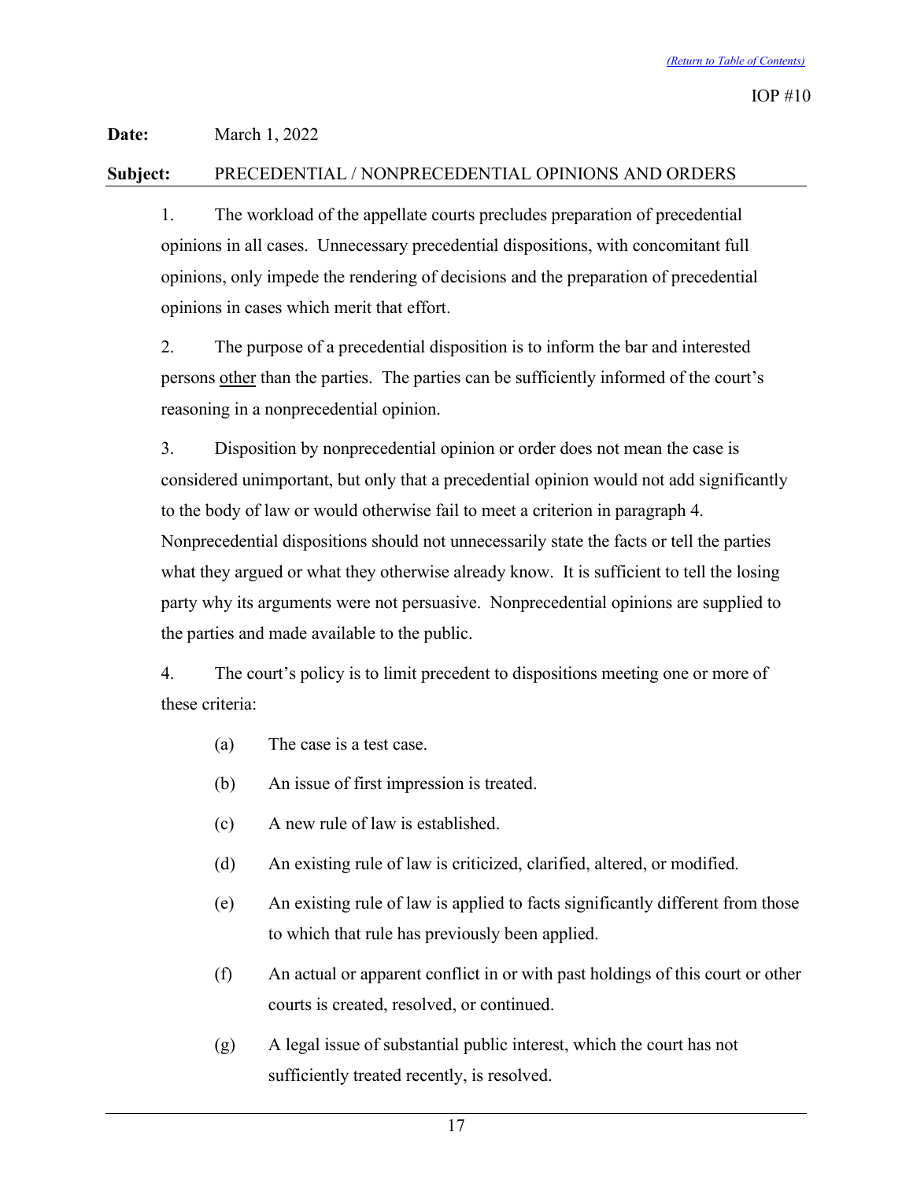[(Return to Table of Contents)](#)

IOP #10

**Date:** March 1, 2022

**Subject:** PRECEDENTIAL / NONPRECEDENTIAL OPINIONS AND ORDERS

1. The workload of the appellate courts precludes preparation of precedential opinions in all cases. Unnecessary precedential dispositions, with concomitant full opinions, only impede the rendering of decisions and the preparation of precedential opinions in cases which merit that effort.

2. The purpose of a precedential disposition is to inform the bar and interested persons <u>other</u> than the parties. The parties can be sufficiently informed of the court's reasoning in a nonprecedential opinion.

3. Disposition by nonprecedential opinion or order does not mean the case is considered unimportant, but only that a precedential opinion would not add significantly to the body of law or would otherwise fail to meet a criterion in paragraph 4. Nonprecedential dispositions should not unnecessarily state the facts or tell the parties what they argued or what they otherwise already know. It is sufficient to tell the losing party why its arguments were not persuasive. Nonprecedential opinions are supplied to the parties and made available to the public.

4. The court's policy is to limit precedent to dispositions meeting one or more of these criteria:

   (a) The case is a test case.

   (b) An issue of first impression is treated.

   (c) A new rule of law is established.

   (d) An existing rule of law is criticized, clarified, altered, or modified.

   (e) An existing rule of law is applied to facts significantly different from those to which that rule has previously been applied.

   (f) An actual or apparent conflict in or with past holdings of this court or other courts is created, resolved, or continued.

   (g) A legal issue of substantial public interest, which the court has not sufficiently treated recently, is resolved.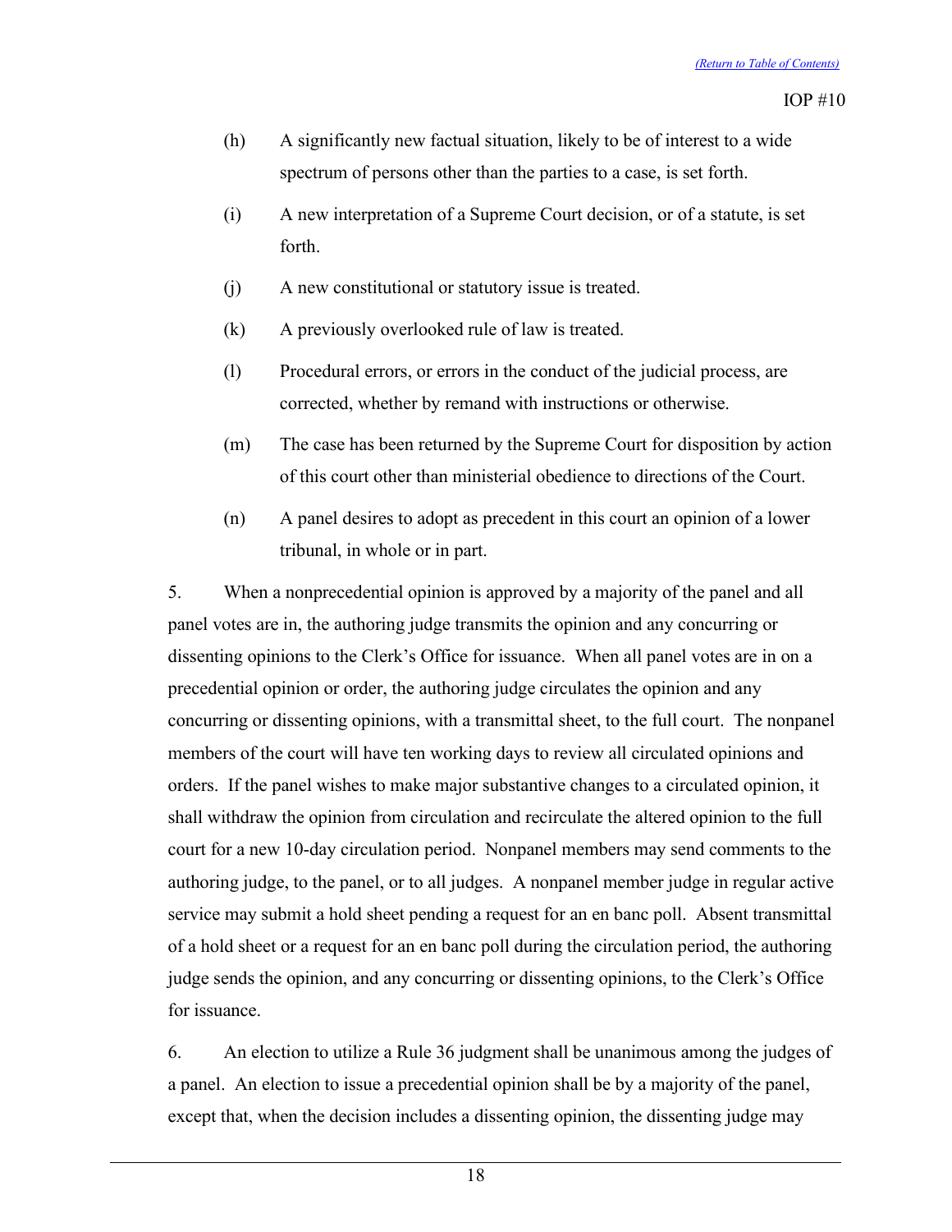(h) A significantly new factual situation, likely to be of interest to a wide spectrum of persons other than the parties to a case, is set forth.

(i) A new interpretation of a Supreme Court decision, or of a statute, is set forth.

(j) A new constitutional or statutory issue is treated.

(k) A previously overlooked rule of law is treated.

(l) Procedural errors, or errors in the conduct of the judicial process, are corrected, whether by remand with instructions or otherwise.

(m) The case has been returned by the Supreme Court for disposition by action of this court other than ministerial obedience to directions of the Court.

(n) A panel desires to adopt as precedent in this court an opinion of a lower tribunal, in whole or in part.

5. When a nonprecedential opinion is approved by a majority of the panel and all panel votes are in, the authoring judge transmits the opinion and any concurring or dissenting opinions to the Clerk's Office for issuance. When all panel votes are in on a precedential opinion or order, the authoring judge circulates the opinion and any concurring or dissenting opinions, with a transmittal sheet, to the full court. The nonpanel members of the court will have ten working days to review all circulated opinions and orders. If the panel wishes to make major substantive changes to a circulated opinion, it shall withdraw the opinion from circulation and recirculate the altered opinion to the full court for a new 10-day circulation period. Nonpanel members may send comments to the authoring judge, to the panel, or to all judges. A nonpanel member judge in regular active service may submit a hold sheet pending a request for an en banc poll. Absent transmittal of a hold sheet or a request for an en banc poll during the circulation period, the authoring judge sends the opinion, and any concurring or dissenting opinions, to the Clerk's Office for issuance.

6. An election to utilize a Rule 36 judgment shall be unanimous among the judges of a panel. An election to issue a precedential opinion shall be by a majority of the panel, except that, when the decision includes a dissenting opinion, the dissenting judge may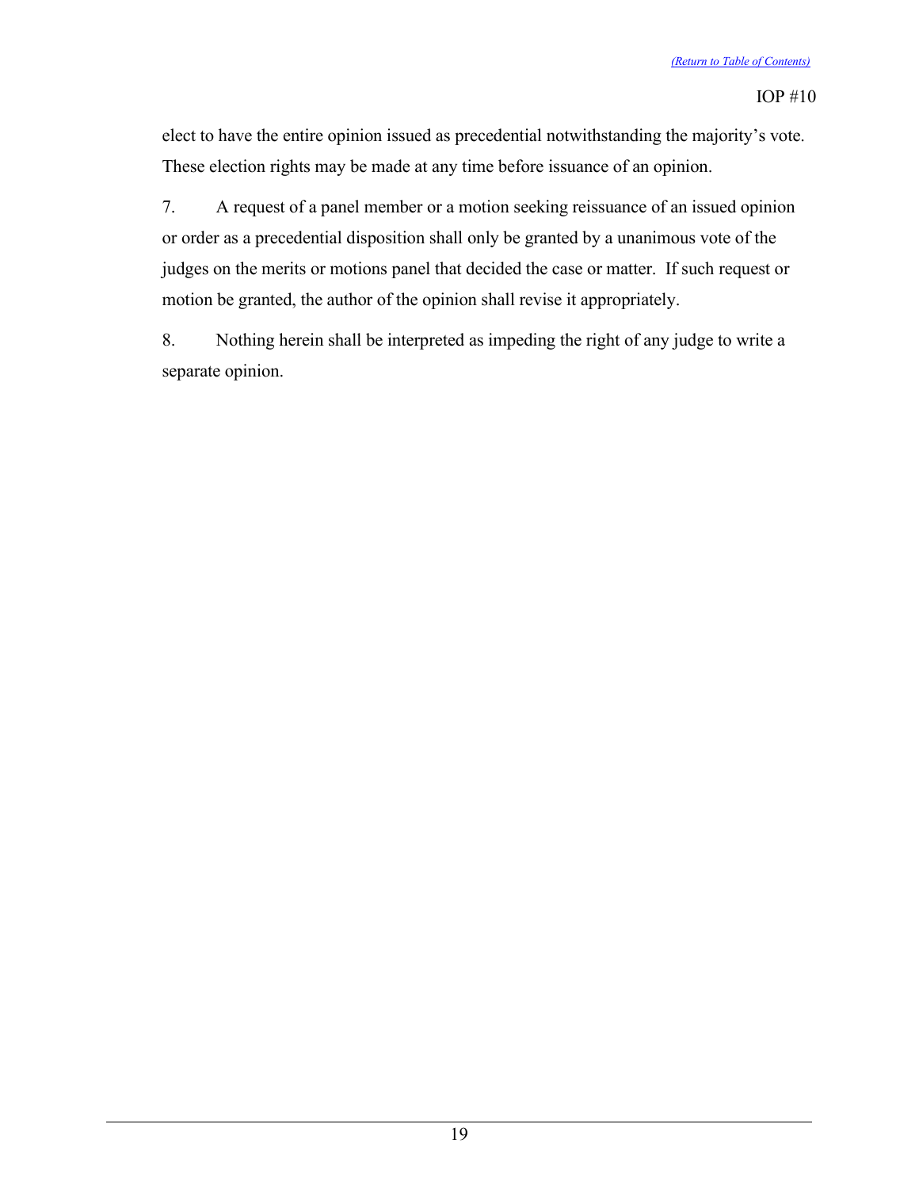elect to have the entire opinion issued as precedential notwithstanding the majority's vote. These election rights may be made at any time before issuance of an opinion.

7. A request of a panel member or a motion seeking reissuance of an issued opinion or order as a precedential disposition shall only be granted by a unanimous vote of the judges on the merits or motions panel that decided the case or matter. If such request or motion be granted, the author of the opinion shall revise it appropriately.

8. Nothing herein shall be interpreted as impeding the right of any judge to write a separate opinion.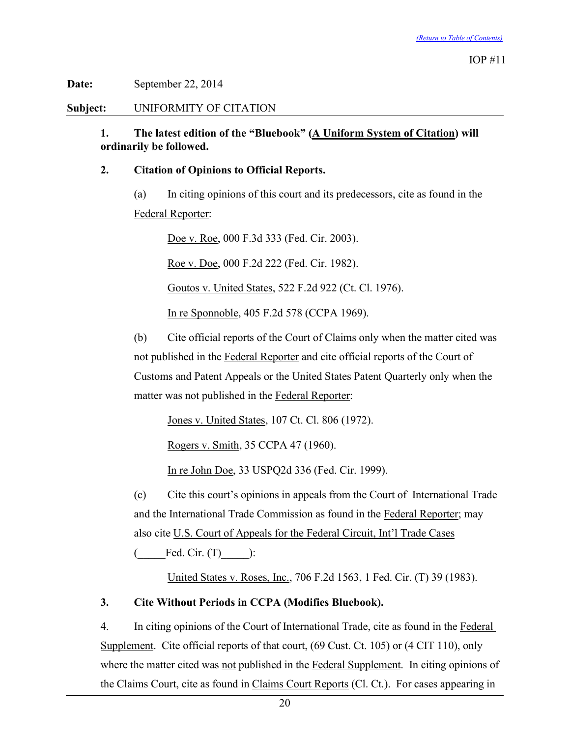IOP #11

**Date:** September 22, 2014

**Subject:** UNIFORMITY OF CITATION

**1. The latest edition of the "Bluebook" (A Uniform System of Citation) will ordinarily be followed.**

**2. Citation of Opinions to Official Reports.**

(a) In citing opinions of this court and its predecessors, cite as found in the Federal Reporter:

Doe v. Roe, 000 F.3d 333 (Fed. Cir. 2003).

Roe v. Doe, 000 F.2d 222 (Fed. Cir. 1982).

Goutos v. United States, 522 F.2d 922 (Ct. Cl. 1976).

In re Sponnoble, 405 F.2d 578 (CCPA 1969).

(b) Cite official reports of the Court of Claims only when the matter cited was not published in the Federal Reporter and cite official reports of the Court of Customs and Patent Appeals or the United States Patent Quarterly only when the matter was not published in the Federal Reporter:

Jones v. United States, 107 Ct. Cl. 806 (1972).

Rogers v. Smith, 35 CCPA 47 (1960).

In re John Doe, 33 USPQ2d 336 (Fed. Cir. 1999).

(c) Cite this court's opinions in appeals from the Court of International Trade and the International Trade Commission as found in the Federal Reporter; may also cite U.S. Court of Appeals for the Federal Circuit, Int'l Trade Cases (_____Fed. Cir. (T)_____):

United States v. Roses, Inc., 706 F.2d 1563, 1 Fed. Cir. (T) 39 (1983).

**3. Cite Without Periods in CCPA (Modifies Bluebook).**

4. In citing opinions of the Court of International Trade, cite as found in the Federal Supplement. Cite official reports of that court, (69 Cust. Ct. 105) or (4 CIT 110), only where the matter cited was not published in the Federal Supplement. In citing opinions of the Claims Court, cite as found in Claims Court Reports (Cl. Ct.). For cases appearing in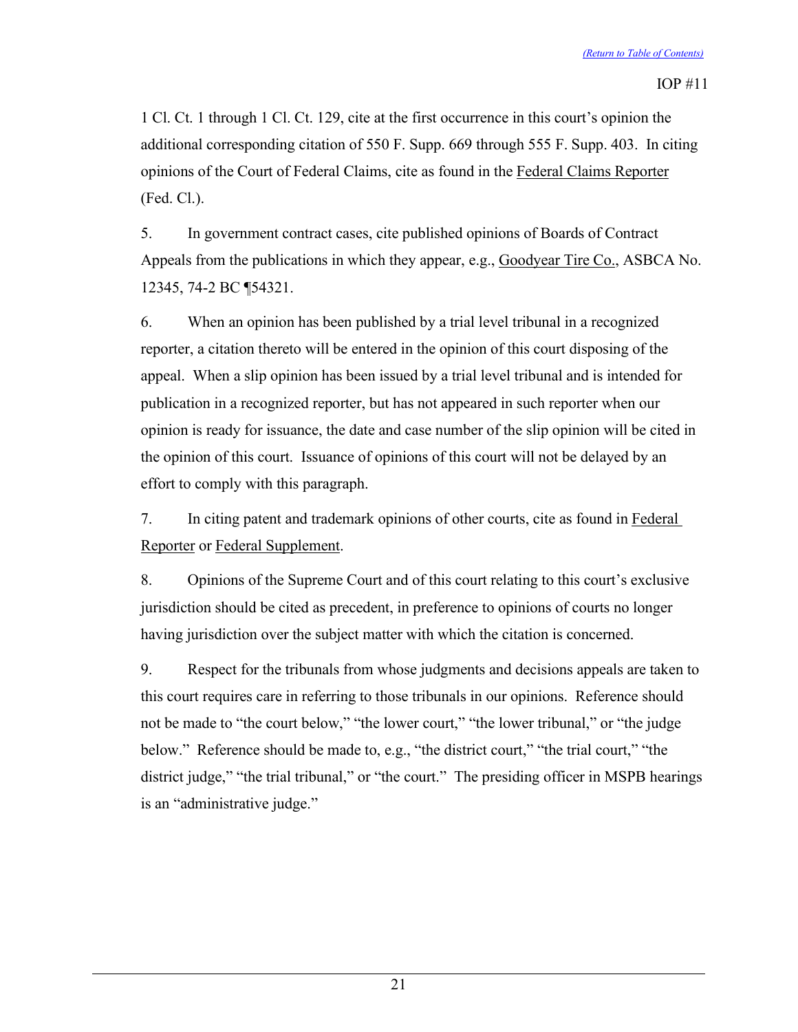1 Cl. Ct. 1 through 1 Cl. Ct. 129, cite at the first occurrence in this court's opinion the additional corresponding citation of 550 F. Supp. 669 through 555 F. Supp. 403. In citing opinions of the Court of Federal Claims, cite as found in the Federal Claims Reporter (Fed. Cl.).

5. In government contract cases, cite published opinions of Boards of Contract Appeals from the publications in which they appear, e.g., Goodyear Tire Co., ASBCA No. 12345, 74-2 BC ¶54321.

6. When an opinion has been published by a trial level tribunal in a recognized reporter, a citation thereto will be entered in the opinion of this court disposing of the appeal. When a slip opinion has been issued by a trial level tribunal and is intended for publication in a recognized reporter, but has not appeared in such reporter when our opinion is ready for issuance, the date and case number of the slip opinion will be cited in the opinion of this court. Issuance of opinions of this court will not be delayed by an effort to comply with this paragraph.

7. In citing patent and trademark opinions of other courts, cite as found in Federal Reporter or Federal Supplement.

8. Opinions of the Supreme Court and of this court relating to this court's exclusive jurisdiction should be cited as precedent, in preference to opinions of courts no longer having jurisdiction over the subject matter with which the citation is concerned.

9. Respect for the tribunals from whose judgments and decisions appeals are taken to this court requires care in referring to those tribunals in our opinions. Reference should not be made to "the court below," "the lower court," "the lower tribunal," or "the judge below." Reference should be made to, e.g., "the district court," "the trial court," "the district judge," "the trial tribunal," or "the court." The presiding officer in MSPB hearings is an "administrative judge."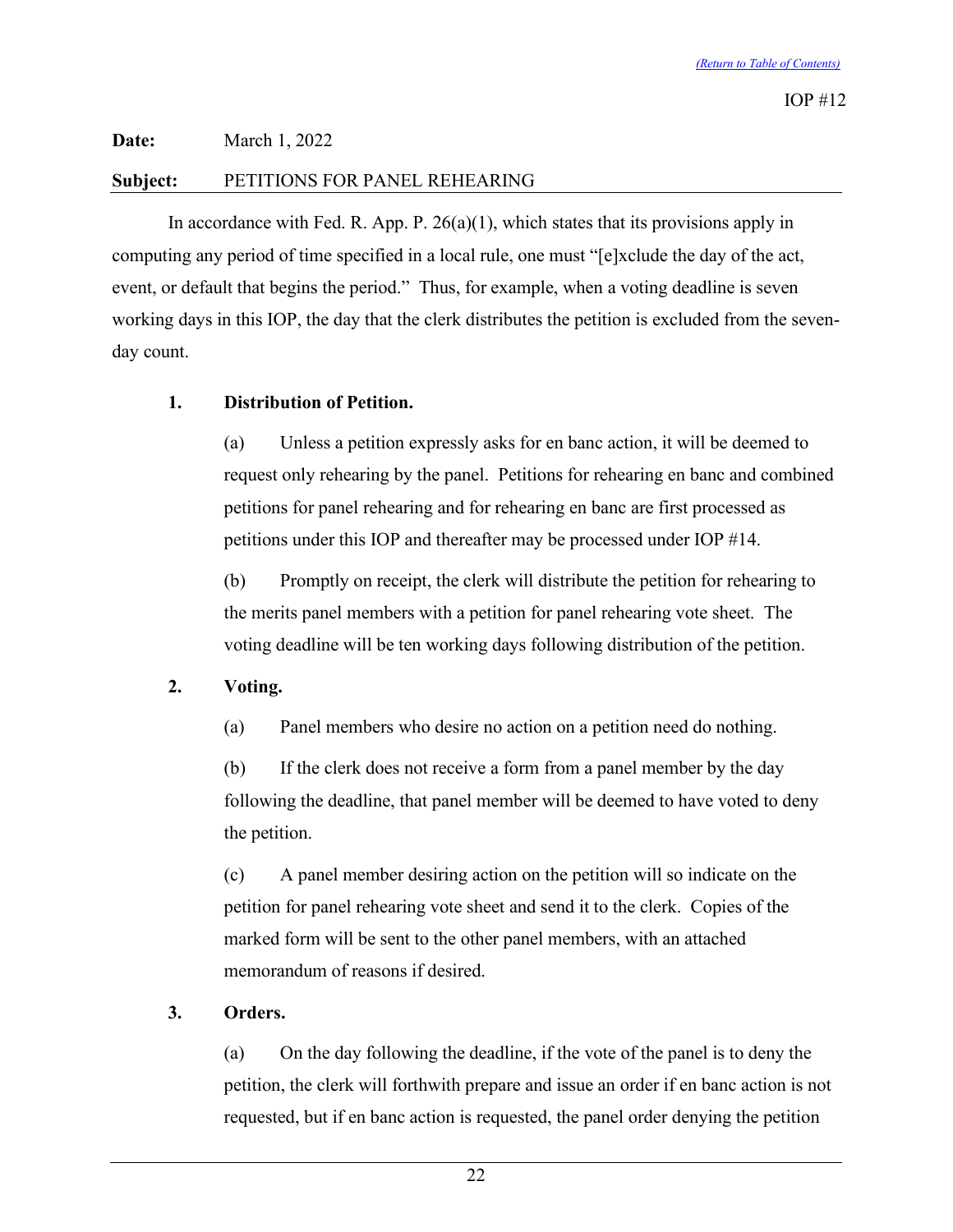IOP #12

**Date:** March 1, 2022

**Subject:** PETITIONS FOR PANEL REHEARING

In accordance with Fed. R. App. P. 26(a)(1), which states that its provisions apply in computing any period of time specified in a local rule, one must "[e]xclude the day of the act, event, or default that begins the period." Thus, for example, when a voting deadline is seven working days in this IOP, the day that the clerk distributes the petition is excluded from the seven-day count.

**1. Distribution of Petition.**

(a) Unless a petition expressly asks for en banc action, it will be deemed to request only rehearing by the panel. Petitions for rehearing en banc and combined petitions for panel rehearing and for rehearing en banc are first processed as petitions under this IOP and thereafter may be processed under IOP #14.

(b) Promptly on receipt, the clerk will distribute the petition for rehearing to the merits panel members with a petition for panel rehearing vote sheet. The voting deadline will be ten working days following distribution of the petition.

**2. Voting.**

(a) Panel members who desire no action on a petition need do nothing.

(b) If the clerk does not receive a form from a panel member by the day following the deadline, that panel member will be deemed to have voted to deny the petition.

(c) A panel member desiring action on the petition will so indicate on the petition for panel rehearing vote sheet and send it to the clerk. Copies of the marked form will be sent to the other panel members, with an attached memorandum of reasons if desired.

**3. Orders.**

(a) On the day following the deadline, if the vote of the panel is to deny the petition, the clerk will forthwith prepare and issue an order if en banc action is not requested, but if en banc action is requested, the panel order denying the petition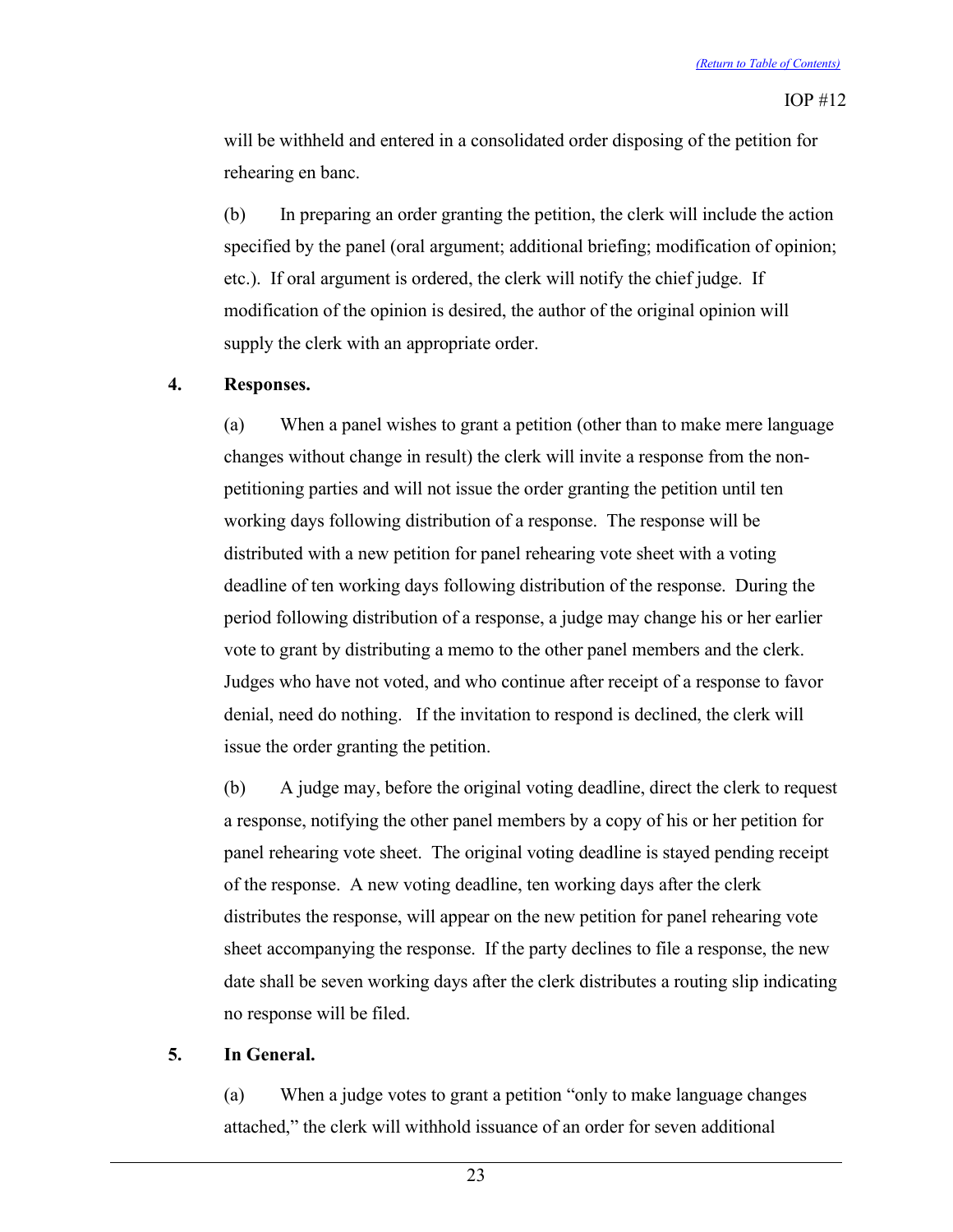will be withheld and entered in a consolidated order disposing of the petition for rehearing en banc.

(b) In preparing an order granting the petition, the clerk will include the action specified by the panel (oral argument; additional briefing; modification of opinion; etc.). If oral argument is ordered, the clerk will notify the chief judge. If modification of the opinion is desired, the author of the original opinion will supply the clerk with an appropriate order.

**4. Responses.**

(a) When a panel wishes to grant a petition (other than to make mere language changes without change in result) the clerk will invite a response from the non-petitioning parties and will not issue the order granting the petition until ten working days following distribution of a response. The response will be distributed with a new petition for panel rehearing vote sheet with a voting deadline of ten working days following distribution of the response. During the period following distribution of a response, a judge may change his or her earlier vote to grant by distributing a memo to the other panel members and the clerk. Judges who have not voted, and who continue after receipt of a response to favor denial, need do nothing. If the invitation to respond is declined, the clerk will issue the order granting the petition.

(b) A judge may, before the original voting deadline, direct the clerk to request a response, notifying the other panel members by a copy of his or her petition for panel rehearing vote sheet. The original voting deadline is stayed pending receipt of the response. A new voting deadline, ten working days after the clerk distributes the response, will appear on the new petition for panel rehearing vote sheet accompanying the response. If the party declines to file a response, the new date shall be seven working days after the clerk distributes a routing slip indicating no response will be filed.

**5. In General.**

(a) When a judge votes to grant a petition "only to make language changes attached," the clerk will withhold issuance of an order for seven additional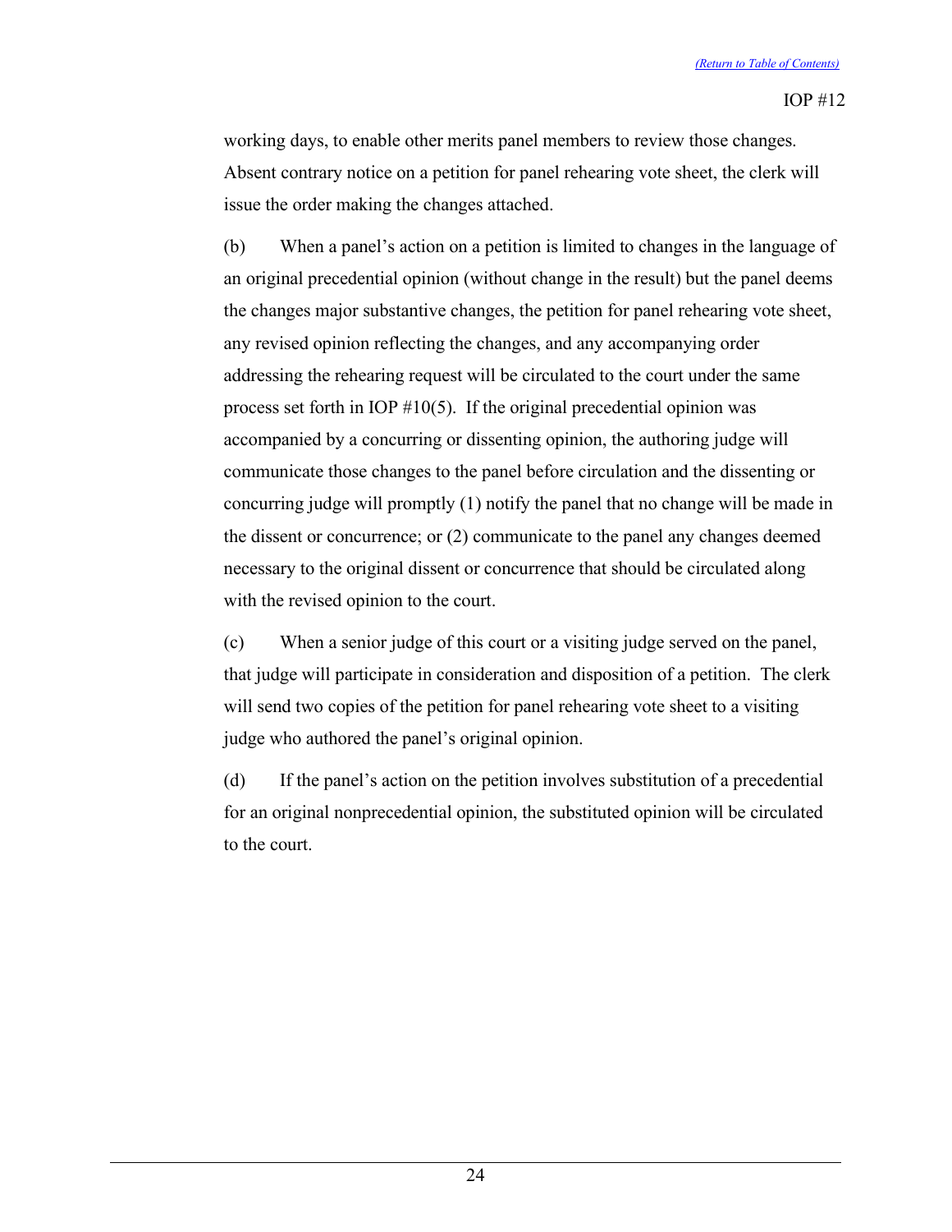working days, to enable other merits panel members to review those changes. Absent contrary notice on a petition for panel rehearing vote sheet, the clerk will issue the order making the changes attached.

(b) When a panel's action on a petition is limited to changes in the language of an original precedential opinion (without change in the result) but the panel deems the changes major substantive changes, the petition for panel rehearing vote sheet, any revised opinion reflecting the changes, and any accompanying order addressing the rehearing request will be circulated to the court under the same process set forth in IOP #10(5). If the original precedential opinion was accompanied by a concurring or dissenting opinion, the authoring judge will communicate those changes to the panel before circulation and the dissenting or concurring judge will promptly (1) notify the panel that no change will be made in the dissent or concurrence; or (2) communicate to the panel any changes deemed necessary to the original dissent or concurrence that should be circulated along with the revised opinion to the court.

(c) When a senior judge of this court or a visiting judge served on the panel, that judge will participate in consideration and disposition of a petition. The clerk will send two copies of the petition for panel rehearing vote sheet to a visiting judge who authored the panel's original opinion.

(d) If the panel's action on the petition involves substitution of a precedential for an original nonprecedential opinion, the substituted opinion will be circulated to the court.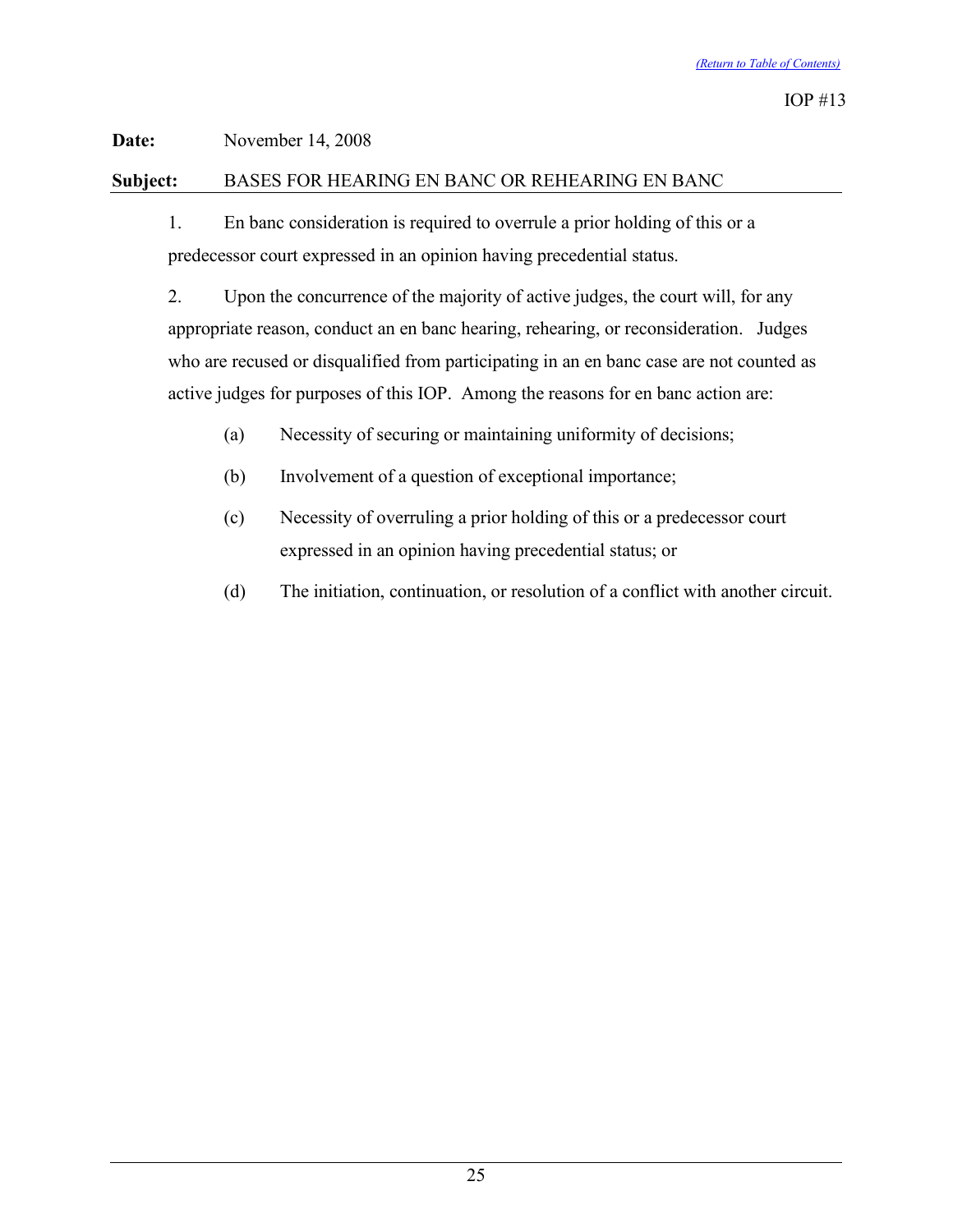*(Return to Table of Contents)*

IOP #13

**Date:** November 14, 2008

**Subject:** BASES FOR HEARING EN BANC OR REHEARING EN BANC

1. En banc consideration is required to overrule a prior holding of this or a predecessor court expressed in an opinion having precedential status.

2. Upon the concurrence of the majority of active judges, the court will, for any appropriate reason, conduct an en banc hearing, rehearing, or reconsideration. Judges who are recused or disqualified from participating in an en banc case are not counted as active judges for purposes of this IOP. Among the reasons for en banc action are:

   (a) Necessity of securing or maintaining uniformity of decisions;

   (b) Involvement of a question of exceptional importance;

   (c) Necessity of overruling a prior holding of this or a predecessor court expressed in an opinion having precedential status; or

   (d) The initiation, continuation, or resolution of a conflict with another circuit.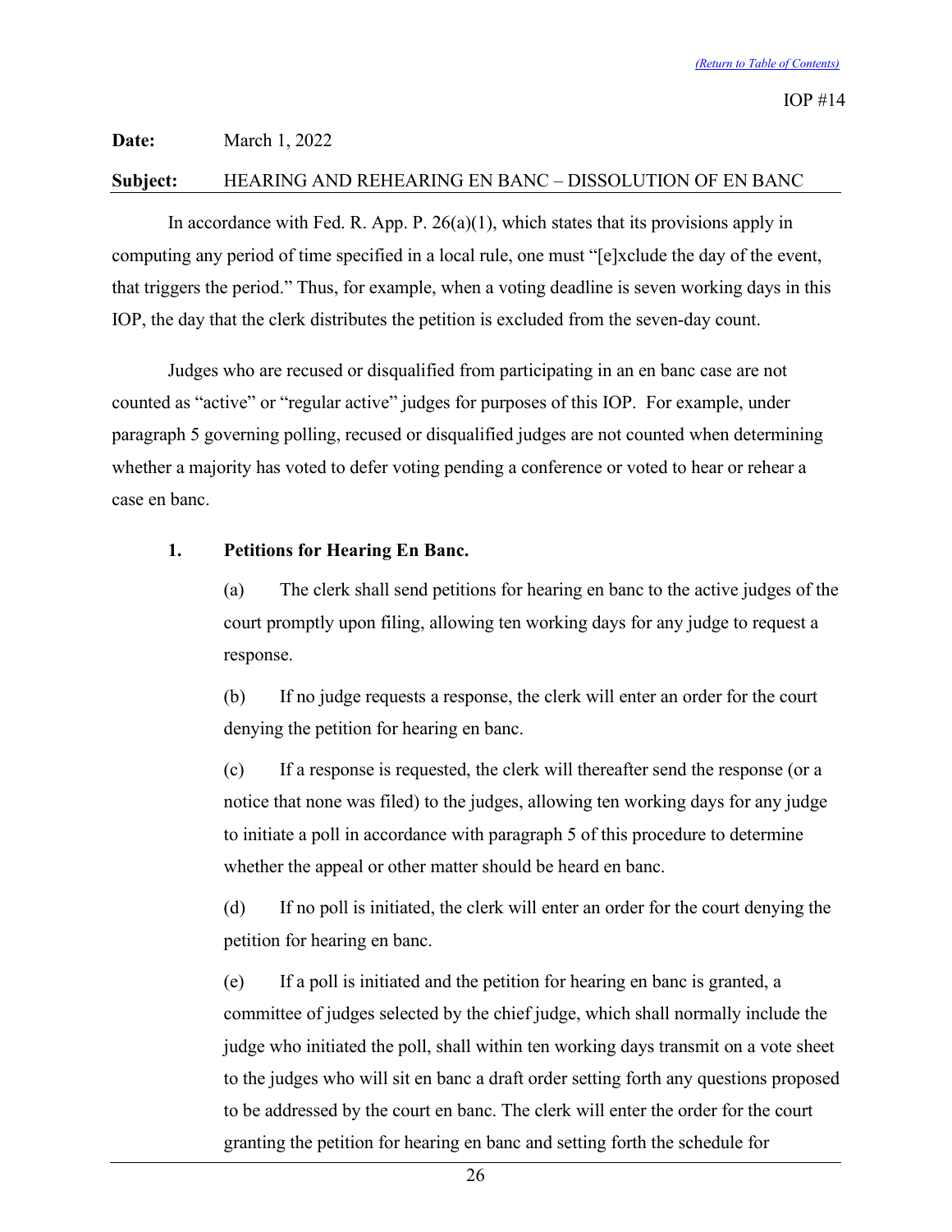IOP #14

**Date:** March 1, 2022

**Subject:** HEARING AND REHEARING EN BANC – DISSOLUTION OF EN BANC

In accordance with Fed. R. App. P. 26(a)(1), which states that its provisions apply in computing any period of time specified in a local rule, one must "[e]xclude the day of the event, that triggers the period." Thus, for example, when a voting deadline is seven working days in this IOP, the day that the clerk distributes the petition is excluded from the seven-day count.

Judges who are recused or disqualified from participating in an en banc case are not counted as "active" or "regular active" judges for purposes of this IOP. For example, under paragraph 5 governing polling, recused or disqualified judges are not counted when determining whether a majority has voted to defer voting pending a conference or voted to hear or rehear a case en banc.

**1. Petitions for Hearing En Banc.**

(a) The clerk shall send petitions for hearing en banc to the active judges of the court promptly upon filing, allowing ten working days for any judge to request a response.

(b) If no judge requests a response, the clerk will enter an order for the court denying the petition for hearing en banc.

(c) If a response is requested, the clerk will thereafter send the response (or a notice that none was filed) to the judges, allowing ten working days for any judge to initiate a poll in accordance with paragraph 5 of this procedure to determine whether the appeal or other matter should be heard en banc.

(d) If no poll is initiated, the clerk will enter an order for the court denying the petition for hearing en banc.

(e) If a poll is initiated and the petition for hearing en banc is granted, a committee of judges selected by the chief judge, which shall normally include the judge who initiated the poll, shall within ten working days transmit on a vote sheet to the judges who will sit en banc a draft order setting forth any questions proposed to be addressed by the court en banc. The clerk will enter the order for the court granting the petition for hearing en banc and setting forth the schedule for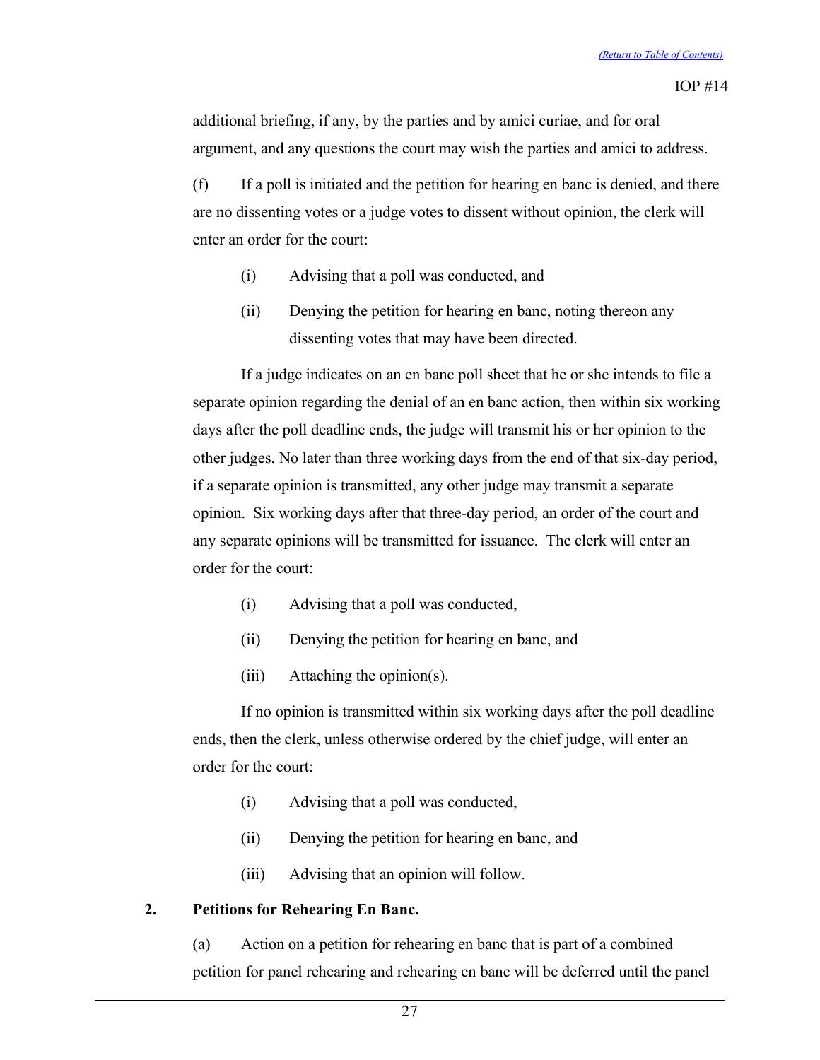additional briefing, if any, by the parties and by amici curiae, and for oral argument, and any questions the court may wish the parties and amici to address.

(f) If a poll is initiated and the petition for hearing en banc is denied, and there are no dissenting votes or a judge votes to dissent without opinion, the clerk will enter an order for the court:

- (i) Advising that a poll was conducted, and
- (ii) Denying the petition for hearing en banc, noting thereon any dissenting votes that may have been directed.

If a judge indicates on an en banc poll sheet that he or she intends to file a separate opinion regarding the denial of an en banc action, then within six working days after the poll deadline ends, the judge will transmit his or her opinion to the other judges. No later than three working days from the end of that six-day period, if a separate opinion is transmitted, any other judge may transmit a separate opinion. Six working days after that three-day period, an order of the court and any separate opinions will be transmitted for issuance. The clerk will enter an order for the court:

- (i) Advising that a poll was conducted,
- (ii) Denying the petition for hearing en banc, and
- (iii) Attaching the opinion(s).

If no opinion is transmitted within six working days after the poll deadline ends, then the clerk, unless otherwise ordered by the chief judge, will enter an order for the court:

- (i) Advising that a poll was conducted,
- (ii) Denying the petition for hearing en banc, and
- (iii) Advising that an opinion will follow.

### 2. Petitions for Rehearing En Banc.

(a) Action on a petition for rehearing en banc that is part of a combined petition for panel rehearing and rehearing en banc will be deferred until the panel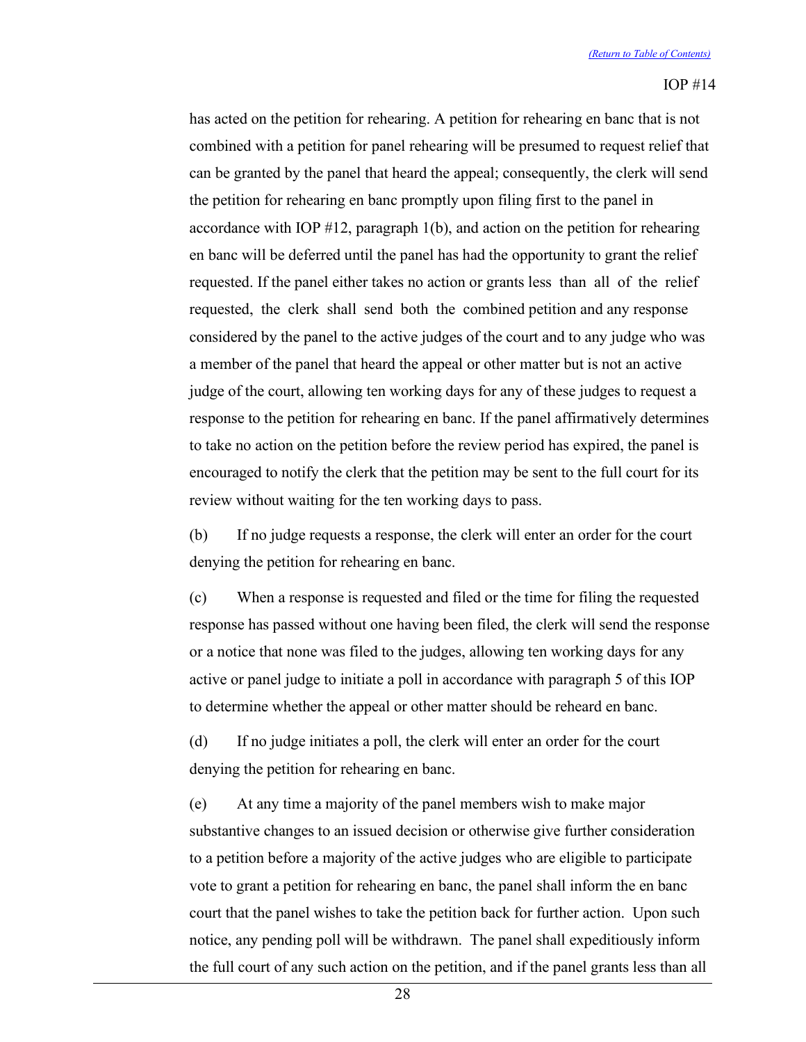has acted on the petition for rehearing. A petition for rehearing en banc that is not combined with a petition for panel rehearing will be presumed to request relief that can be granted by the panel that heard the appeal; consequently, the clerk will send the petition for rehearing en banc promptly upon filing first to the panel in accordance with IOP #12, paragraph 1(b), and action on the petition for rehearing en banc will be deferred until the panel has had the opportunity to grant the relief requested. If the panel either takes no action or grants less than all of the relief requested, the clerk shall send both the combined petition and any response considered by the panel to the active judges of the court and to any judge who was a member of the panel that heard the appeal or other matter but is not an active judge of the court, allowing ten working days for any of these judges to request a response to the petition for rehearing en banc. If the panel affirmatively determines to take no action on the petition before the review period has expired, the panel is encouraged to notify the clerk that the petition may be sent to the full court for its review without waiting for the ten working days to pass.

(b) If no judge requests a response, the clerk will enter an order for the court denying the petition for rehearing en banc.

(c) When a response is requested and filed or the time for filing the requested response has passed without one having been filed, the clerk will send the response or a notice that none was filed to the judges, allowing ten working days for any active or panel judge to initiate a poll in accordance with paragraph 5 of this IOP to determine whether the appeal or other matter should be reheard en banc.

(d) If no judge initiates a poll, the clerk will enter an order for the court denying the petition for rehearing en banc.

(e) At any time a majority of the panel members wish to make major substantive changes to an issued decision or otherwise give further consideration to a petition before a majority of the active judges who are eligible to participate vote to grant a petition for rehearing en banc, the panel shall inform the en banc court that the panel wishes to take the petition back for further action. Upon such notice, any pending poll will be withdrawn. The panel shall expeditiously inform the full court of any such action on the petition, and if the panel grants less than all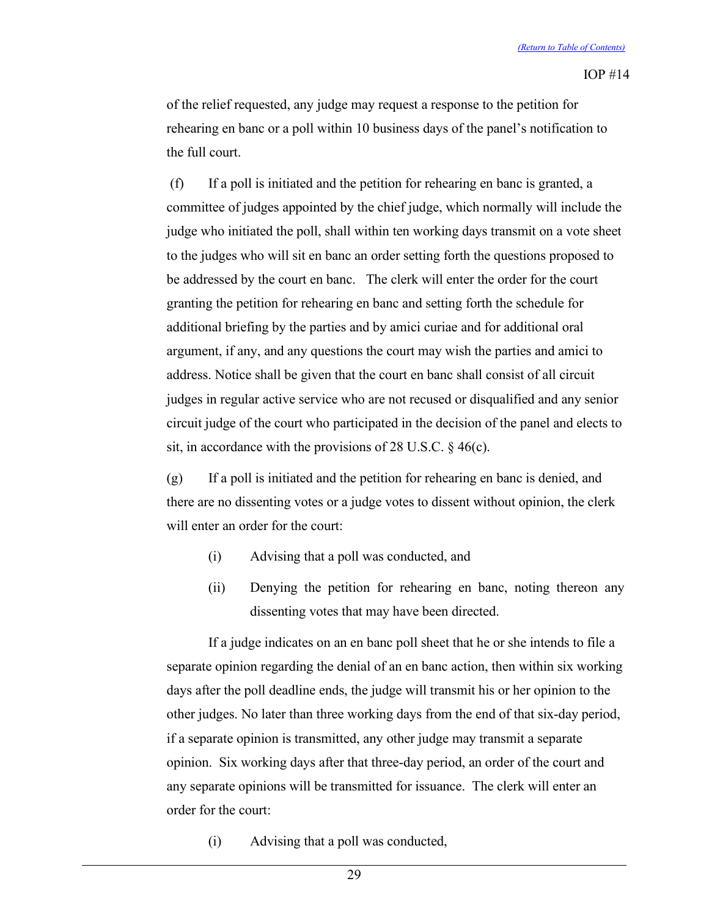of the relief requested, any judge may request a response to the petition for rehearing en banc or a poll within 10 business days of the panel's notification to the full court.

(f) If a poll is initiated and the petition for rehearing en banc is granted, a committee of judges appointed by the chief judge, which normally will include the judge who initiated the poll, shall within ten working days transmit on a vote sheet to the judges who will sit en banc an order setting forth the questions proposed to be addressed by the court en banc. The clerk will enter the order for the court granting the petition for rehearing en banc and setting forth the schedule for additional briefing by the parties and by amici curiae and for additional oral argument, if any, and any questions the court may wish the parties and amici to address. Notice shall be given that the court en banc shall consist of all circuit judges in regular active service who are not recused or disqualified and any senior circuit judge of the court who participated in the decision of the panel and elects to sit, in accordance with the provisions of 28 U.S.C. § 46(c).

(g) If a poll is initiated and the petition for rehearing en banc is denied, and there are no dissenting votes or a judge votes to dissent without opinion, the clerk will enter an order for the court:

(i) Advising that a poll was conducted, and

(ii) Denying the petition for rehearing en banc, noting thereon any dissenting votes that may have been directed.

If a judge indicates on an en banc poll sheet that he or she intends to file a separate opinion regarding the denial of an en banc action, then within six working days after the poll deadline ends, the judge will transmit his or her opinion to the other judges. No later than three working days from the end of that six-day period, if a separate opinion is transmitted, any other judge may transmit a separate opinion. Six working days after that three-day period, an order of the court and any separate opinions will be transmitted for issuance. The clerk will enter an order for the court:

(i) Advising that a poll was conducted,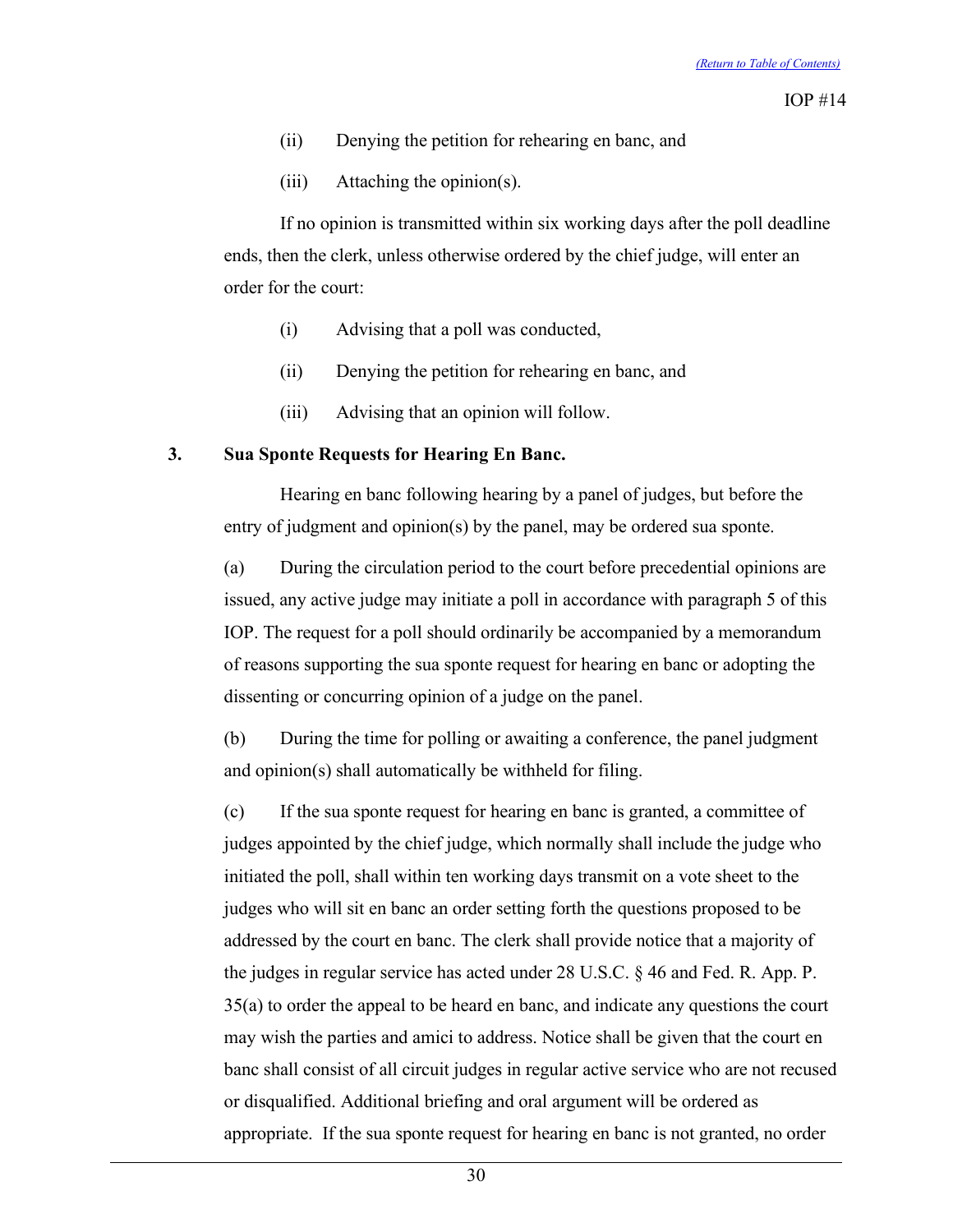(ii) Denying the petition for rehearing en banc, and

(iii) Attaching the opinion(s).

If no opinion is transmitted within six working days after the poll deadline ends, then the clerk, unless otherwise ordered by the chief judge, will enter an order for the court:

(i) Advising that a poll was conducted,

(ii) Denying the petition for rehearing en banc, and

(iii) Advising that an opinion will follow.

### 3. Sua Sponte Requests for Hearing En Banc.

Hearing en banc following hearing by a panel of judges, but before the entry of judgment and opinion(s) by the panel, may be ordered sua sponte.

(a) During the circulation period to the court before precedential opinions are issued, any active judge may initiate a poll in accordance with paragraph 5 of this IOP. The request for a poll should ordinarily be accompanied by a memorandum of reasons supporting the sua sponte request for hearing en banc or adopting the dissenting or concurring opinion of a judge on the panel.

(b) During the time for polling or awaiting a conference, the panel judgment and opinion(s) shall automatically be withheld for filing.

(c) If the sua sponte request for hearing en banc is granted, a committee of judges appointed by the chief judge, which normally shall include the judge who initiated the poll, shall within ten working days transmit on a vote sheet to the judges who will sit en banc an order setting forth the questions proposed to be addressed by the court en banc. The clerk shall provide notice that a majority of the judges in regular service has acted under 28 U.S.C. § 46 and Fed. R. App. P. 35(a) to order the appeal to be heard en banc, and indicate any questions the court may wish the parties and amici to address. Notice shall be given that the court en banc shall consist of all circuit judges in regular active service who are not recused or disqualified. Additional briefing and oral argument will be ordered as appropriate. If the sua sponte request for hearing en banc is not granted, no order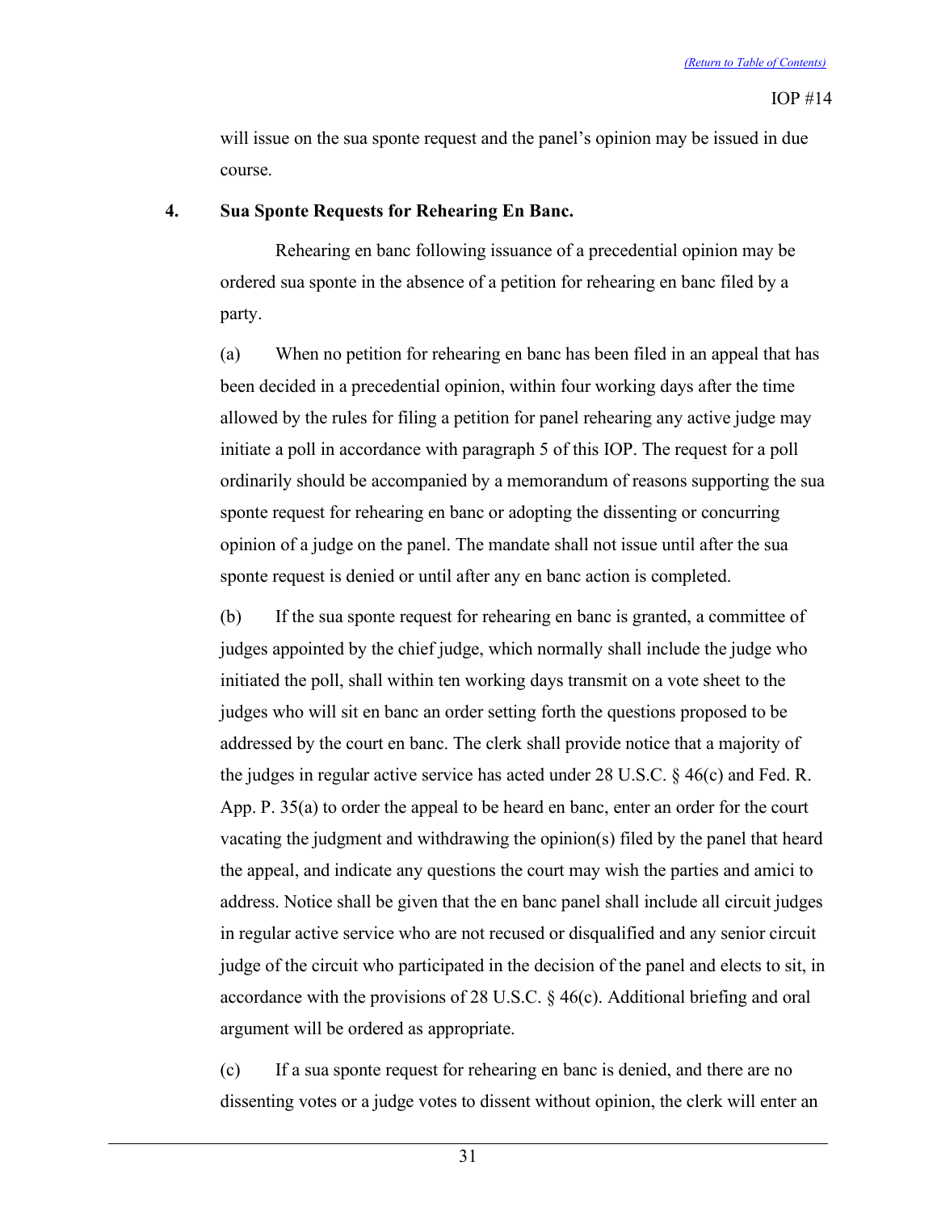will issue on the sua sponte request and the panel's opinion may be issued in due course.

**4. Sua Sponte Requests for Rehearing En Banc.**

Rehearing en banc following issuance of a precedential opinion may be ordered sua sponte in the absence of a petition for rehearing en banc filed by a party.

(a) When no petition for rehearing en banc has been filed in an appeal that has been decided in a precedential opinion, within four working days after the time allowed by the rules for filing a petition for panel rehearing any active judge may initiate a poll in accordance with paragraph 5 of this IOP. The request for a poll ordinarily should be accompanied by a memorandum of reasons supporting the sua sponte request for rehearing en banc or adopting the dissenting or concurring opinion of a judge on the panel. The mandate shall not issue until after the sua sponte request is denied or until after any en banc action is completed.

(b) If the sua sponte request for rehearing en banc is granted, a committee of judges appointed by the chief judge, which normally shall include the judge who initiated the poll, shall within ten working days transmit on a vote sheet to the judges who will sit en banc an order setting forth the questions proposed to be addressed by the court en banc. The clerk shall provide notice that a majority of the judges in regular active service has acted under 28 U.S.C. § 46(c) and Fed. R. App. P. 35(a) to order the appeal to be heard en banc, enter an order for the court vacating the judgment and withdrawing the opinion(s) filed by the panel that heard the appeal, and indicate any questions the court may wish the parties and amici to address. Notice shall be given that the en banc panel shall include all circuit judges in regular active service who are not recused or disqualified and any senior circuit judge of the circuit who participated in the decision of the panel and elects to sit, in accordance with the provisions of 28 U.S.C. § 46(c). Additional briefing and oral argument will be ordered as appropriate.

(c) If a sua sponte request for rehearing en banc is denied, and there are no dissenting votes or a judge votes to dissent without opinion, the clerk will enter an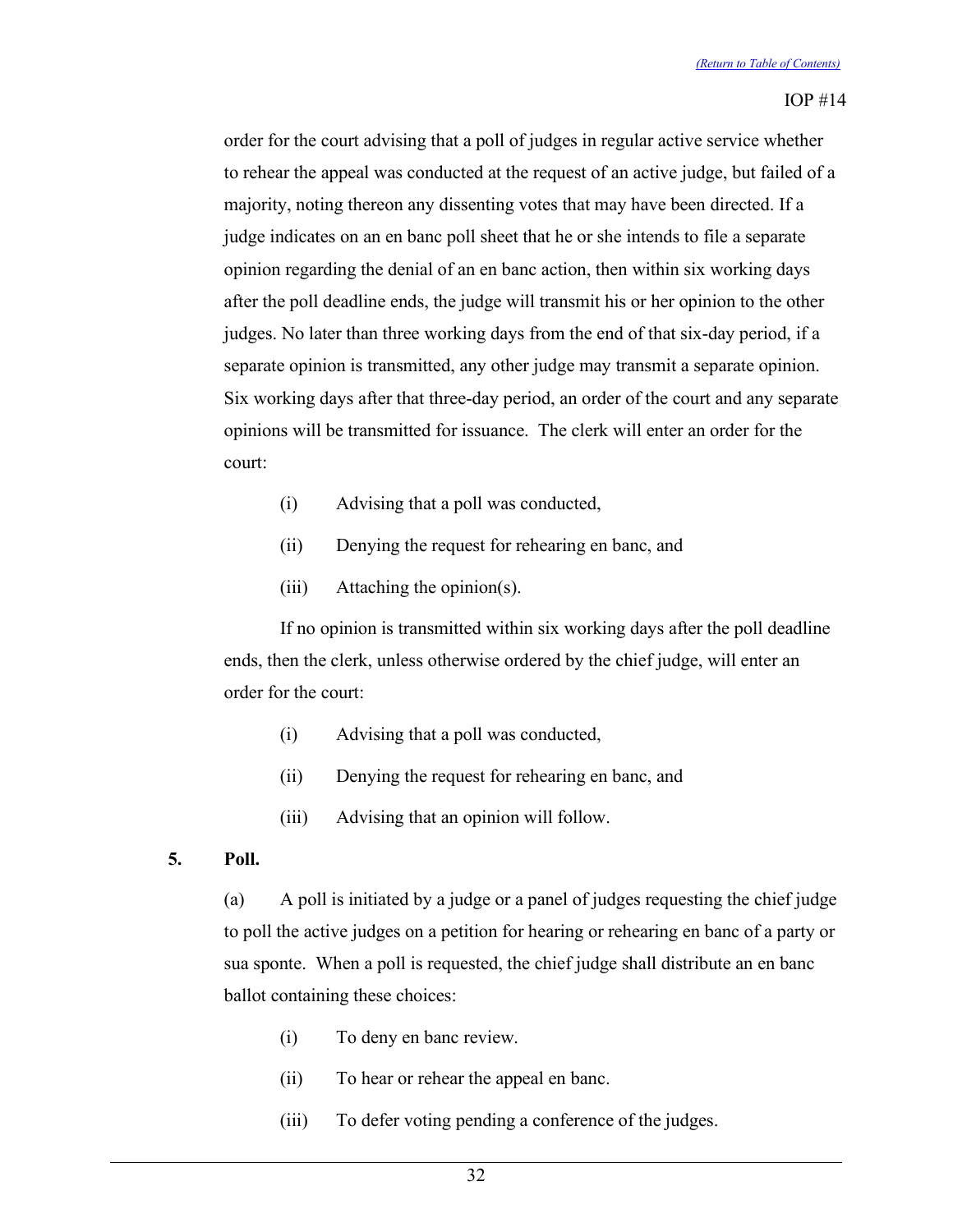order for the court advising that a poll of judges in regular active service whether to rehear the appeal was conducted at the request of an active judge, but failed of a majority, noting thereon any dissenting votes that may have been directed. If a judge indicates on an en banc poll sheet that he or she intends to file a separate opinion regarding the denial of an en banc action, then within six working days after the poll deadline ends, the judge will transmit his or her opinion to the other judges. No later than three working days from the end of that six-day period, if a separate opinion is transmitted, any other judge may transmit a separate opinion. Six working days after that three-day period, an order of the court and any separate opinions will be transmitted for issuance. The clerk will enter an order for the court:

(i) Advising that a poll was conducted,

(ii) Denying the request for rehearing en banc, and

(iii) Attaching the opinion(s).

If no opinion is transmitted within six working days after the poll deadline ends, then the clerk, unless otherwise ordered by the chief judge, will enter an order for the court:

(i) Advising that a poll was conducted,

(ii) Denying the request for rehearing en banc, and

(iii) Advising that an opinion will follow.

**5. Poll.**

(a) A poll is initiated by a judge or a panel of judges requesting the chief judge to poll the active judges on a petition for hearing or rehearing en banc of a party or sua sponte. When a poll is requested, the chief judge shall distribute an en banc ballot containing these choices:

(i) To deny en banc review.

(ii) To hear or rehear the appeal en banc.

(iii) To defer voting pending a conference of the judges.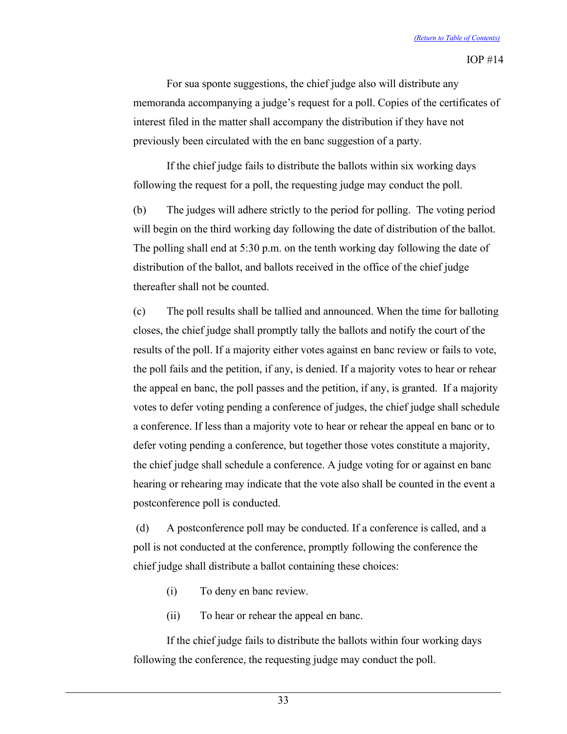For sua sponte suggestions, the chief judge also will distribute any memoranda accompanying a judge's request for a poll. Copies of the certificates of interest filed in the matter shall accompany the distribution if they have not previously been circulated with the en banc suggestion of a party.

If the chief judge fails to distribute the ballots within six working days following the request for a poll, the requesting judge may conduct the poll.

(b) The judges will adhere strictly to the period for polling. The voting period will begin on the third working day following the date of distribution of the ballot. The polling shall end at 5:30 p.m. on the tenth working day following the date of distribution of the ballot, and ballots received in the office of the chief judge thereafter shall not be counted.

(c) The poll results shall be tallied and announced. When the time for balloting closes, the chief judge shall promptly tally the ballots and notify the court of the results of the poll. If a majority either votes against en banc review or fails to vote, the poll fails and the petition, if any, is denied. If a majority votes to hear or rehear the appeal en banc, the poll passes and the petition, if any, is granted. If a majority votes to defer voting pending a conference of judges, the chief judge shall schedule a conference. If less than a majority vote to hear or rehear the appeal en banc or to defer voting pending a conference, but together those votes constitute a majority, the chief judge shall schedule a conference. A judge voting for or against en banc hearing or rehearing may indicate that the vote also shall be counted in the event a postconference poll is conducted.

(d) A postconference poll may be conducted. If a conference is called, and a poll is not conducted at the conference, promptly following the conference the chief judge shall distribute a ballot containing these choices:

(i) To deny en banc review.

(ii) To hear or rehear the appeal en banc.

If the chief judge fails to distribute the ballots within four working days following the conference, the requesting judge may conduct the poll.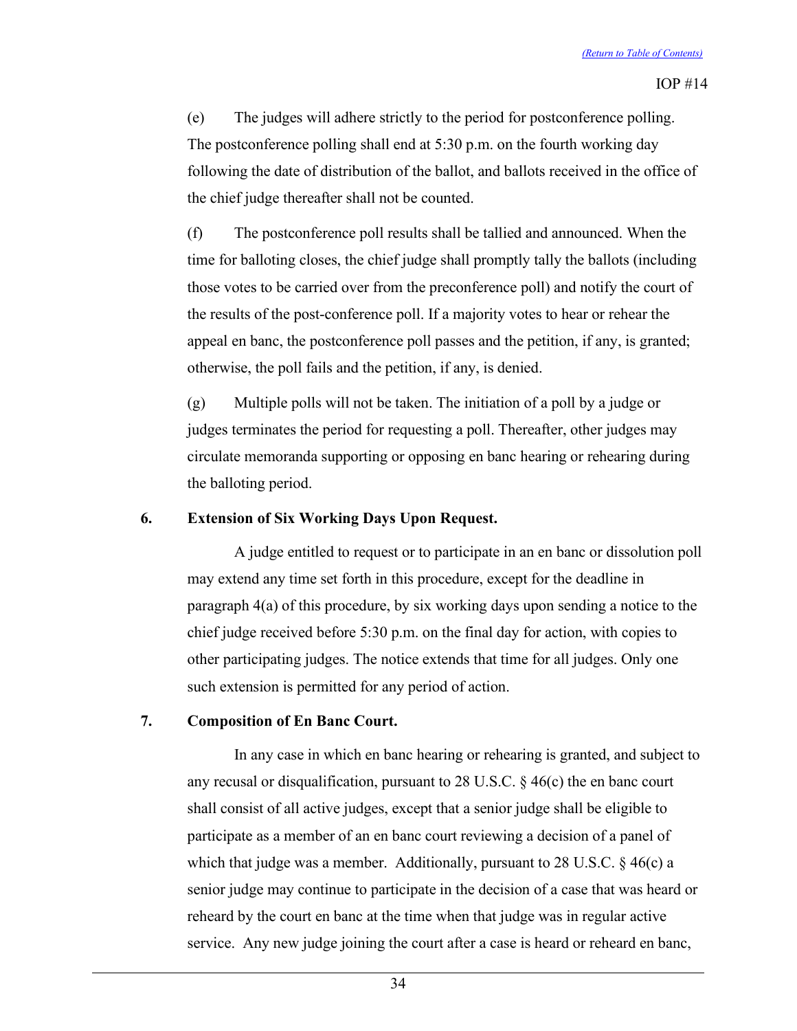(e) The judges will adhere strictly to the period for postconference polling. The postconference polling shall end at 5:30 p.m. on the fourth working day following the date of distribution of the ballot, and ballots received in the office of the chief judge thereafter shall not be counted.

(f) The postconference poll results shall be tallied and announced. When the time for balloting closes, the chief judge shall promptly tally the ballots (including those votes to be carried over from the preconference poll) and notify the court of the results of the post-conference poll. If a majority votes to hear or rehear the appeal en banc, the postconference poll passes and the petition, if any, is granted; otherwise, the poll fails and the petition, if any, is denied.

(g) Multiple polls will not be taken. The initiation of a poll by a judge or judges terminates the period for requesting a poll. Thereafter, other judges may circulate memoranda supporting or opposing en banc hearing or rehearing during the balloting period.

**6. Extension of Six Working Days Upon Request.**

A judge entitled to request or to participate in an en banc or dissolution poll may extend any time set forth in this procedure, except for the deadline in paragraph 4(a) of this procedure, by six working days upon sending a notice to the chief judge received before 5:30 p.m. on the final day for action, with copies to other participating judges. The notice extends that time for all judges. Only one such extension is permitted for any period of action.

**7. Composition of En Banc Court.**

In any case in which en banc hearing or rehearing is granted, and subject to any recusal or disqualification, pursuant to 28 U.S.C. § 46(c) the en banc court shall consist of all active judges, except that a senior judge shall be eligible to participate as a member of an en banc court reviewing a decision of a panel of which that judge was a member. Additionally, pursuant to 28 U.S.C. § 46(c) a senior judge may continue to participate in the decision of a case that was heard or reheard by the court en banc at the time when that judge was in regular active service. Any new judge joining the court after a case is heard or reheard en banc,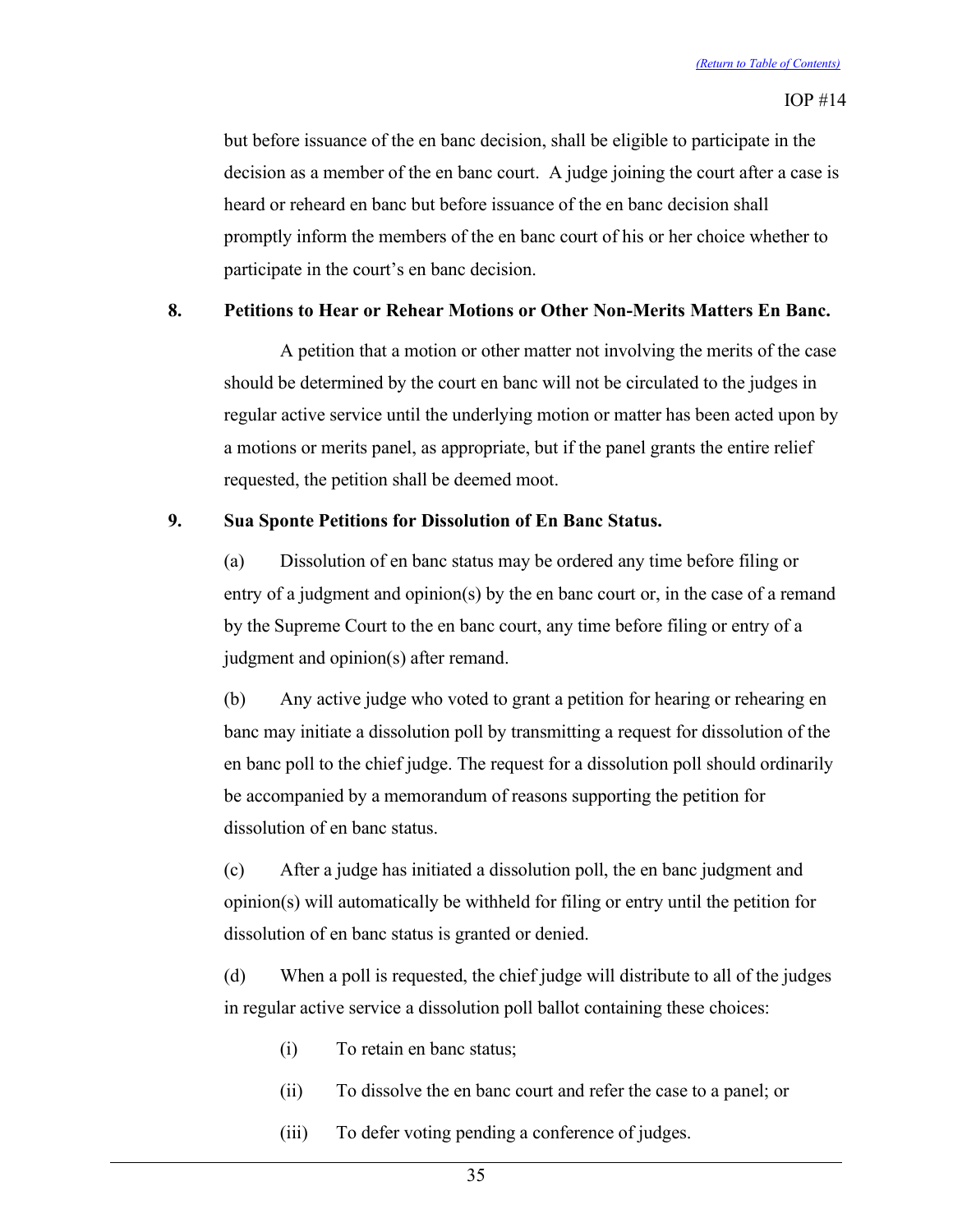but before issuance of the en banc decision, shall be eligible to participate in the decision as a member of the en banc court. A judge joining the court after a case is heard or reheard en banc but before issuance of the en banc decision shall promptly inform the members of the en banc court of his or her choice whether to participate in the court's en banc decision.

**8. Petitions to Hear or Rehear Motions or Other Non-Merits Matters En Banc.**

A petition that a motion or other matter not involving the merits of the case should be determined by the court en banc will not be circulated to the judges in regular active service until the underlying motion or matter has been acted upon by a motions or merits panel, as appropriate, but if the panel grants the entire relief requested, the petition shall be deemed moot.

**9. Sua Sponte Petitions for Dissolution of En Banc Status.**

(a) Dissolution of en banc status may be ordered any time before filing or entry of a judgment and opinion(s) by the en banc court or, in the case of a remand by the Supreme Court to the en banc court, any time before filing or entry of a judgment and opinion(s) after remand.

(b) Any active judge who voted to grant a petition for hearing or rehearing en banc may initiate a dissolution poll by transmitting a request for dissolution of the en banc poll to the chief judge. The request for a dissolution poll should ordinarily be accompanied by a memorandum of reasons supporting the petition for dissolution of en banc status.

(c) After a judge has initiated a dissolution poll, the en banc judgment and opinion(s) will automatically be withheld for filing or entry until the petition for dissolution of en banc status is granted or denied.

(d) When a poll is requested, the chief judge will distribute to all of the judges in regular active service a dissolution poll ballot containing these choices:

(i) To retain en banc status;

(ii) To dissolve the en banc court and refer the case to a panel; or

(iii) To defer voting pending a conference of judges.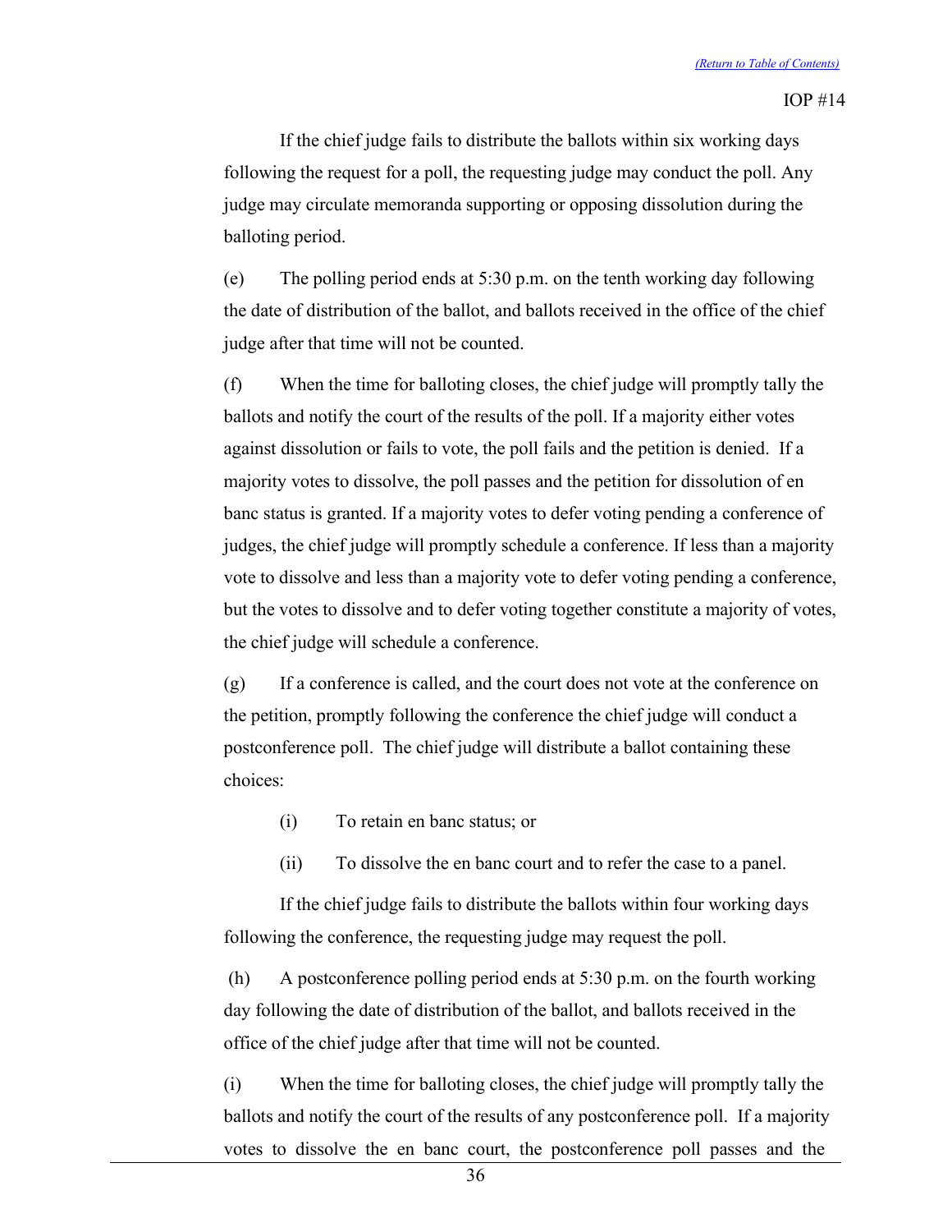If the chief judge fails to distribute the ballots within six working days following the request for a poll, the requesting judge may conduct the poll. Any judge may circulate memoranda supporting or opposing dissolution during the balloting period.

(e) The polling period ends at 5:30 p.m. on the tenth working day following the date of distribution of the ballot, and ballots received in the office of the chief judge after that time will not be counted.

(f) When the time for balloting closes, the chief judge will promptly tally the ballots and notify the court of the results of the poll. If a majority either votes against dissolution or fails to vote, the poll fails and the petition is denied. If a majority votes to dissolve, the poll passes and the petition for dissolution of en banc status is granted. If a majority votes to defer voting pending a conference of judges, the chief judge will promptly schedule a conference. If less than a majority vote to dissolve and less than a majority vote to defer voting pending a conference, but the votes to dissolve and to defer voting together constitute a majority of votes, the chief judge will schedule a conference.

(g) If a conference is called, and the court does not vote at the conference on the petition, promptly following the conference the chief judge will conduct a postconference poll. The chief judge will distribute a ballot containing these choices:

(i) To retain en banc status; or

(ii) To dissolve the en banc court and to refer the case to a panel.

If the chief judge fails to distribute the ballots within four working days following the conference, the requesting judge may request the poll.

(h) A postconference polling period ends at 5:30 p.m. on the fourth working day following the date of distribution of the ballot, and ballots received in the office of the chief judge after that time will not be counted.

(i) When the time for balloting closes, the chief judge will promptly tally the ballots and notify the court of the results of any postconference poll. If a majority votes to dissolve the en banc court, the postconference poll passes and the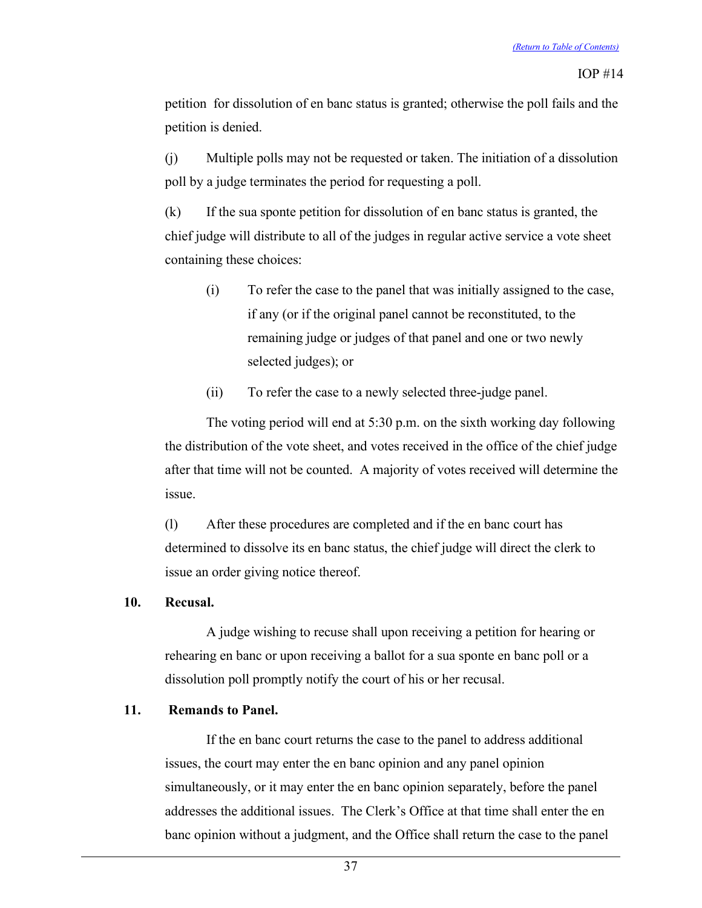petition for dissolution of en banc status is granted; otherwise the poll fails and the petition is denied.

(j) Multiple polls may not be requested or taken. The initiation of a dissolution poll by a judge terminates the period for requesting a poll.

(k) If the sua sponte petition for dissolution of en banc status is granted, the chief judge will distribute to all of the judges in regular active service a vote sheet containing these choices:

> (i) To refer the case to the panel that was initially assigned to the case, if any (or if the original panel cannot be reconstituted, to the remaining judge or judges of that panel and one or two newly selected judges); or
>
> (ii) To refer the case to a newly selected three-judge panel.

The voting period will end at 5:30 p.m. on the sixth working day following the distribution of the vote sheet, and votes received in the office of the chief judge after that time will not be counted. A majority of votes received will determine the issue.

(l) After these procedures are completed and if the en banc court has determined to dissolve its en banc status, the chief judge will direct the clerk to issue an order giving notice thereof.

**10. Recusal.**

A judge wishing to recuse shall upon receiving a petition for hearing or rehearing en banc or upon receiving a ballot for a sua sponte en banc poll or a dissolution poll promptly notify the court of his or her recusal.

**11. Remands to Panel.**

If the en banc court returns the case to the panel to address additional issues, the court may enter the en banc opinion and any panel opinion simultaneously, or it may enter the en banc opinion separately, before the panel addresses the additional issues. The Clerk's Office at that time shall enter the en banc opinion without a judgment, and the Office shall return the case to the panel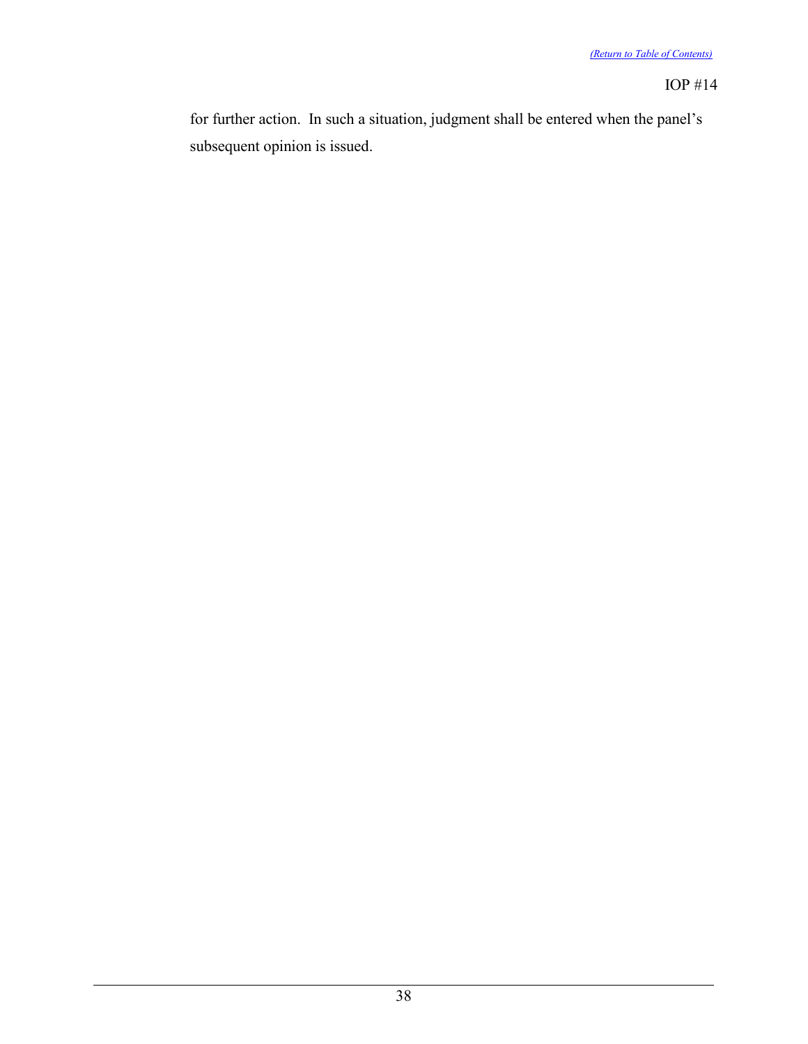for further action. In such a situation, judgment shall be entered when the panel's subsequent opinion is issued.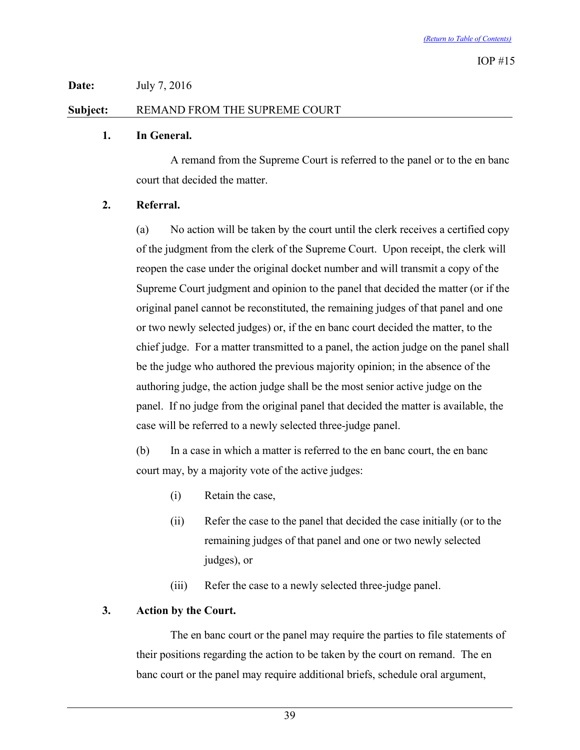IOP #15

**Date:** July 7, 2016

**Subject:** REMAND FROM THE SUPREME COURT

**1. In General.**

A remand from the Supreme Court is referred to the panel or to the en banc court that decided the matter.

**2. Referral.**

(a) No action will be taken by the court until the clerk receives a certified copy of the judgment from the clerk of the Supreme Court. Upon receipt, the clerk will reopen the case under the original docket number and will transmit a copy of the Supreme Court judgment and opinion to the panel that decided the matter (or if the original panel cannot be reconstituted, the remaining judges of that panel and one or two newly selected judges) or, if the en banc court decided the matter, to the chief judge. For a matter transmitted to a panel, the action judge on the panel shall be the judge who authored the previous majority opinion; in the absence of the authoring judge, the action judge shall be the most senior active judge on the panel. If no judge from the original panel that decided the matter is available, the case will be referred to a newly selected three-judge panel.

(b) In a case in which a matter is referred to the en banc court, the en banc court may, by a majority vote of the active judges:

- (i) Retain the case,
- (ii) Refer the case to the panel that decided the case initially (or to the remaining judges of that panel and one or two newly selected judges), or
- (iii) Refer the case to a newly selected three-judge panel.

**3. Action by the Court.**

The en banc court or the panel may require the parties to file statements of their positions regarding the action to be taken by the court on remand. The en banc court or the panel may require additional briefs, schedule oral argument,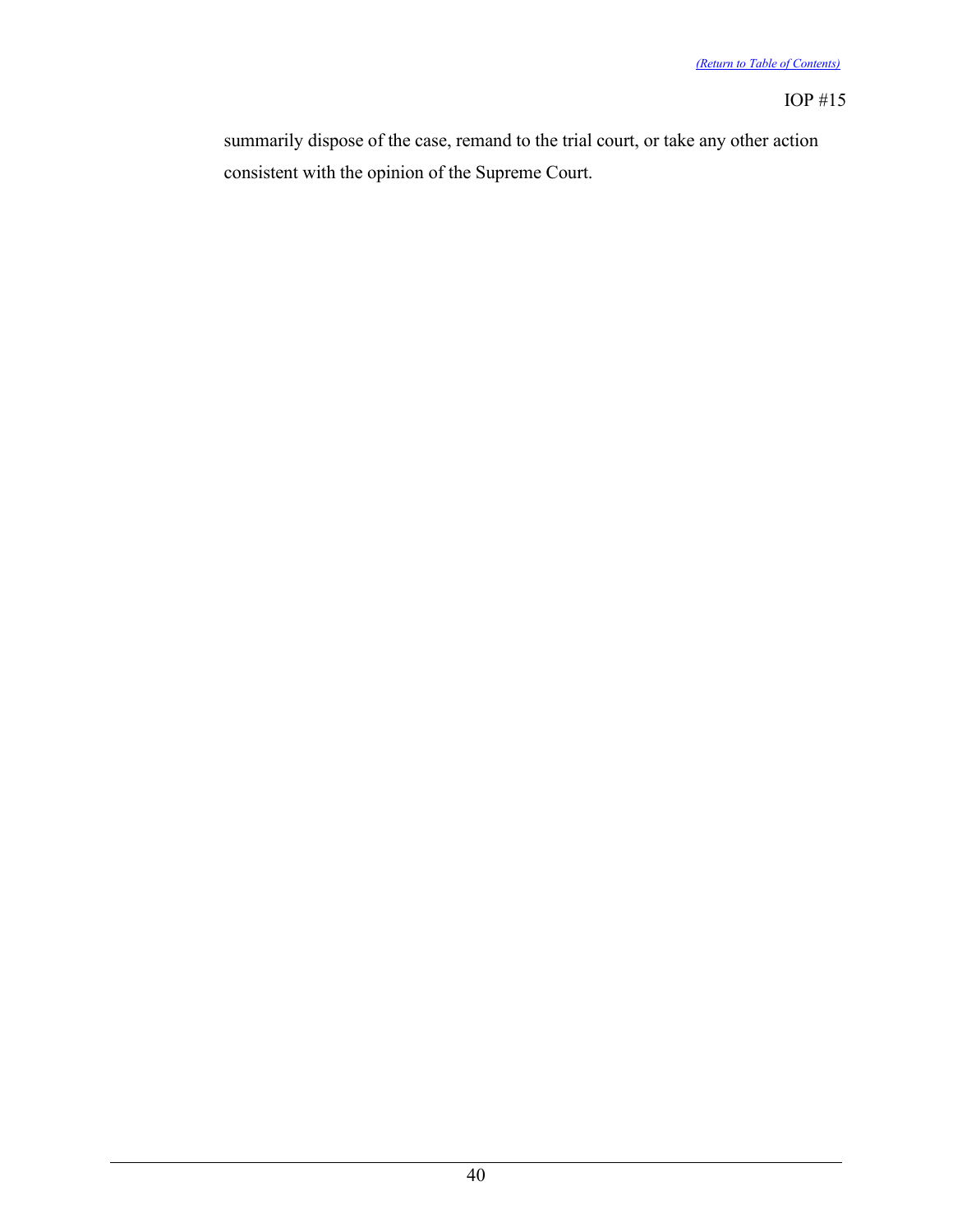summarily dispose of the case, remand to the trial court, or take any other action consistent with the opinion of the Supreme Court.